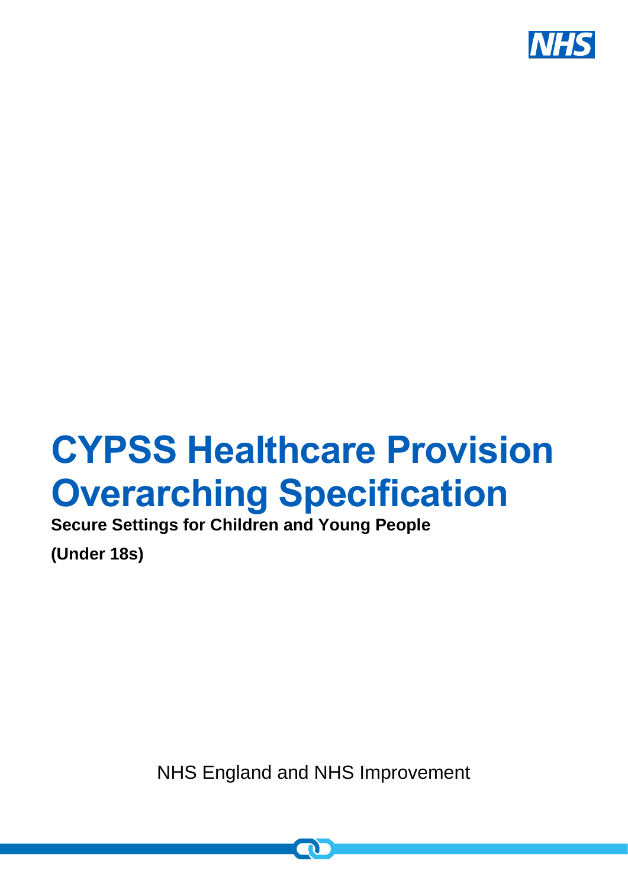NHS

# CYPSS Healthcare Provision Overarching Specification

**Secure Settings for Children and Young People**

**(Under 18s)**

NHS England and NHS Improvement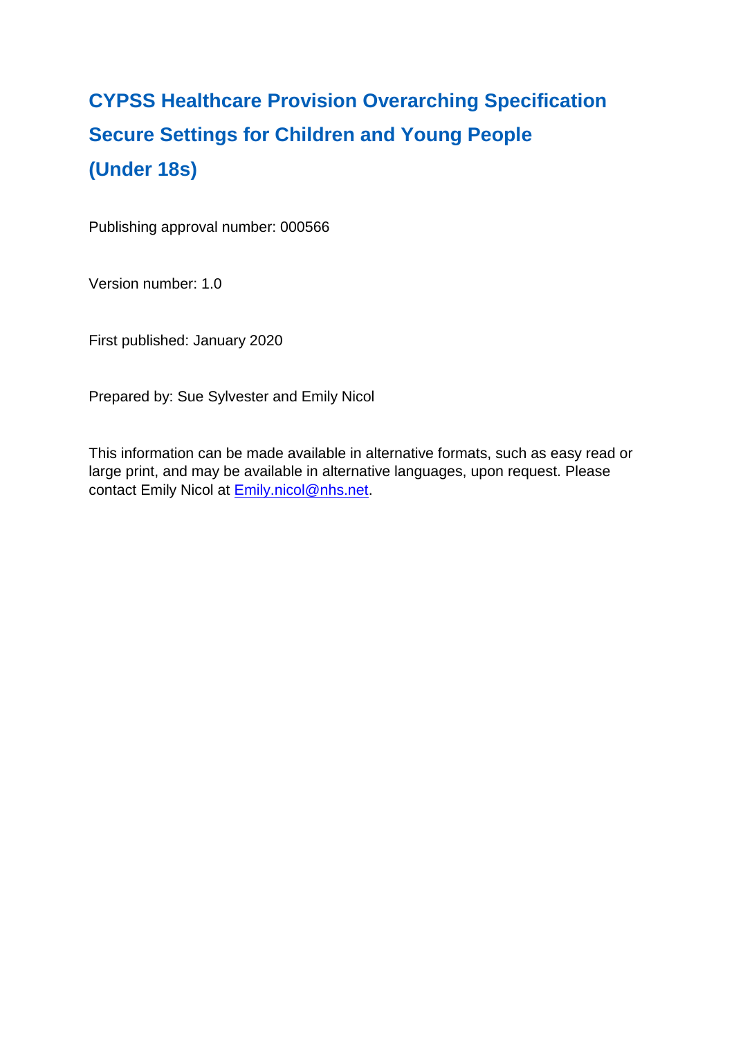# CYPSS Healthcare Provision Overarching Specification Secure Settings for Children and Young People (Under 18s)

Publishing approval number: 000566

Version number: 1.0

First published: January 2020

Prepared by: Sue Sylvester and Emily Nicol

This information can be made available in alternative formats, such as easy read or large print, and may be available in alternative languages, upon request. Please contact Emily Nicol at Emily.nicol@nhs.net.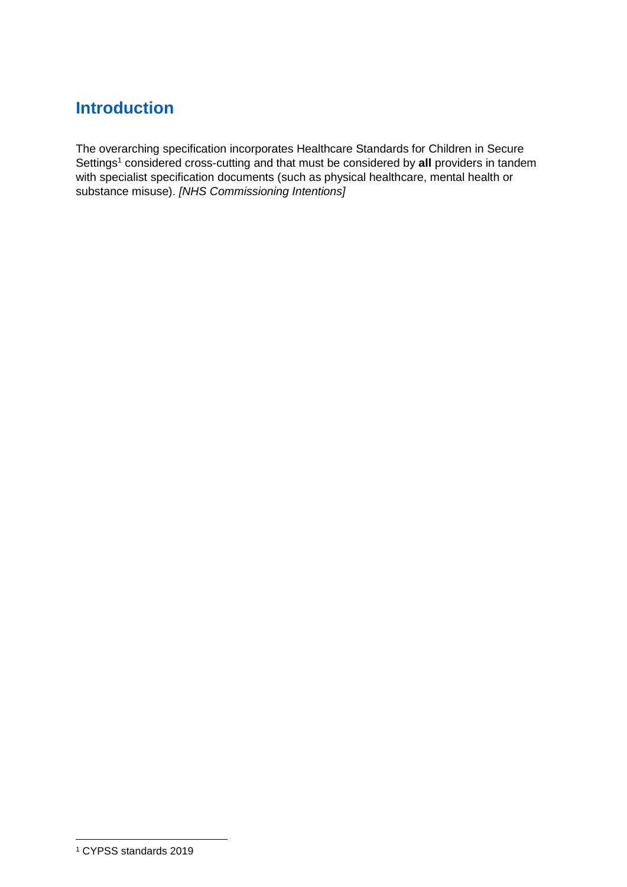## Introduction

The overarching specification incorporates Healthcare Standards for Children in Secure Settings[1] considered cross-cutting and that must be considered by **all** providers in tandem with specialist specification documents (such as physical healthcare, mental health or substance misuse). *[NHS Commissioning Intentions]*

[1] CYPSS standards 2019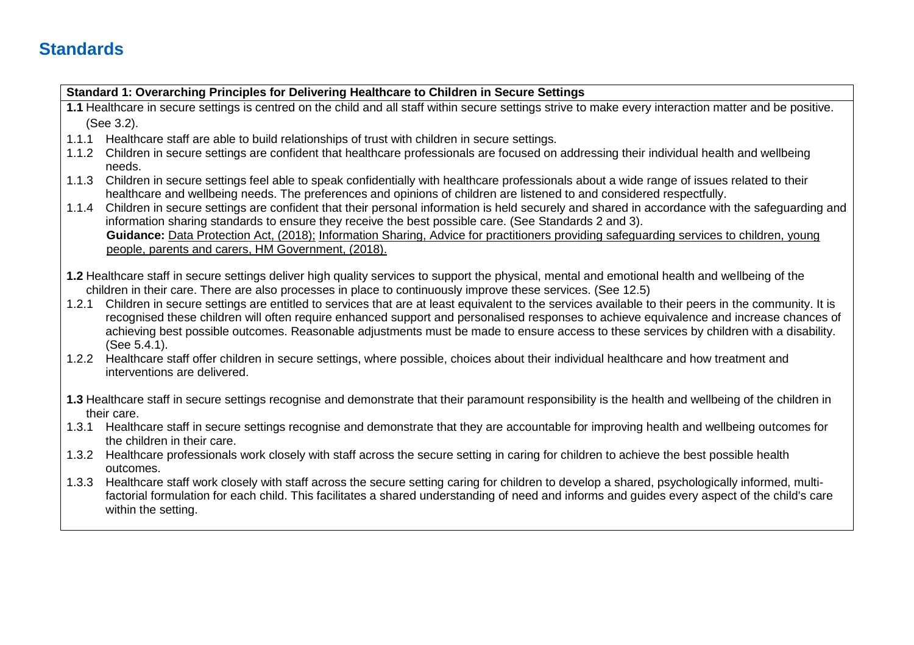## Standards

**Standard 1: Overarching Principles for Delivering Healthcare to Children in Secure Settings**

**1.1** Healthcare in secure settings is centred on the child and all staff within secure settings strive to make every interaction matter and be positive. (See 3.2).

1.1.1 Healthcare staff are able to build relationships of trust with children in secure settings.

1.1.2 Children in secure settings are confident that healthcare professionals are focused on addressing their individual health and wellbeing needs.

1.1.3 Children in secure settings feel able to speak confidentially with healthcare professionals about a wide range of issues related to their healthcare and wellbeing needs. The preferences and opinions of children are listened to and considered respectfully.

1.1.4 Children in secure settings are confident that their personal information is held securely and shared in accordance with the safeguarding and information sharing standards to ensure they receive the best possible care. (See Standards 2 and 3).
**Guidance:** Data Protection Act, (2018); Information Sharing, Advice for practitioners providing safeguarding services to children, young people, parents and carers, HM Government, (2018).

**1.2** Healthcare staff in secure settings deliver high quality services to support the physical, mental and emotional health and wellbeing of the children in their care. There are also processes in place to continuously improve these services. (See 12.5)

1.2.1 Children in secure settings are entitled to services that are at least equivalent to the services available to their peers in the community. It is recognised these children will often require enhanced support and personalised responses to achieve equivalence and increase chances of achieving best possible outcomes. Reasonable adjustments must be made to ensure access to these services by children with a disability. (See 5.4.1).

1.2.2 Healthcare staff offer children in secure settings, where possible, choices about their individual healthcare and how treatment and interventions are delivered.

**1.3** Healthcare staff in secure settings recognise and demonstrate that their paramount responsibility is the health and wellbeing of the children in their care.

1.3.1 Healthcare staff in secure settings recognise and demonstrate that they are accountable for improving health and wellbeing outcomes for the children in their care.

1.3.2 Healthcare professionals work closely with staff across the secure setting in caring for children to achieve the best possible health outcomes.

1.3.3 Healthcare staff work closely with staff across the secure setting caring for children to develop a shared, psychologically informed, multi-factorial formulation for each child. This facilitates a shared understanding of need and informs and guides every aspect of the child's care within the setting.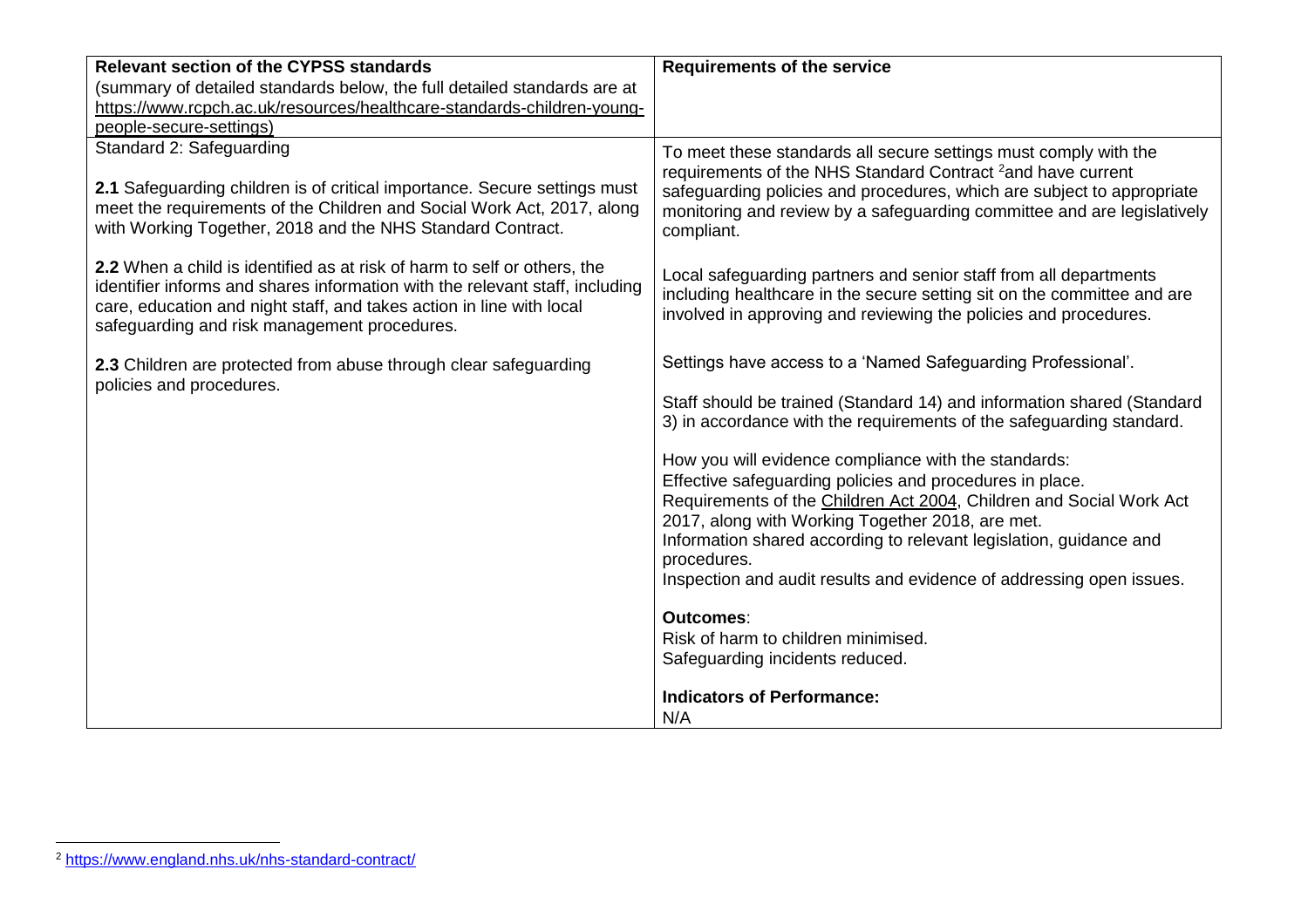| **Relevant section of the CYPSS standards** (summary of detailed standards below, the full detailed standards are at https://www.rcpch.ac.uk/resources/healthcare-standards-children-young-people-secure-settings) | **Requirements of the service** |
| --- | --- |
| Standard 2: Safeguarding<br><br>**2.1** Safeguarding children is of critical importance. Secure settings must meet the requirements of the Children and Social Work Act, 2017, along with Working Together, 2018 and the NHS Standard Contract.<br><br>**2.2** When a child is identified as at risk of harm to self or others, the identifier informs and shares information with the relevant staff, including care, education and night staff, and takes action in line with local safeguarding and risk management procedures.<br><br>**2.3** Children are protected from abuse through clear safeguarding policies and procedures. | To meet these standards all secure settings must comply with the requirements of the NHS Standard Contract [2] and have current safeguarding policies and procedures, which are subject to appropriate monitoring and review by a safeguarding committee and are legislatively compliant.<br><br>Local safeguarding partners and senior staff from all departments including healthcare in the secure setting sit on the committee and are involved in approving and reviewing the policies and procedures.<br><br>Settings have access to a 'Named Safeguarding Professional'.<br><br>Staff should be trained (Standard 14) and information shared (Standard 3) in accordance with the requirements of the safeguarding standard.<br><br>How you will evidence compliance with the standards:<br>Effective safeguarding policies and procedures in place.<br>Requirements of the Children Act 2004, Children and Social Work Act 2017, along with Working Together 2018, are met.<br>Information shared according to relevant legislation, guidance and procedures.<br>Inspection and audit results and evidence of addressing open issues.<br><br>**Outcomes**:<br>Risk of harm to children minimised.<br>Safeguarding incidents reduced.<br><br>**Indicators of Performance:**<br>N/A |

[2] https://www.england.nhs.uk/nhs-standard-contract/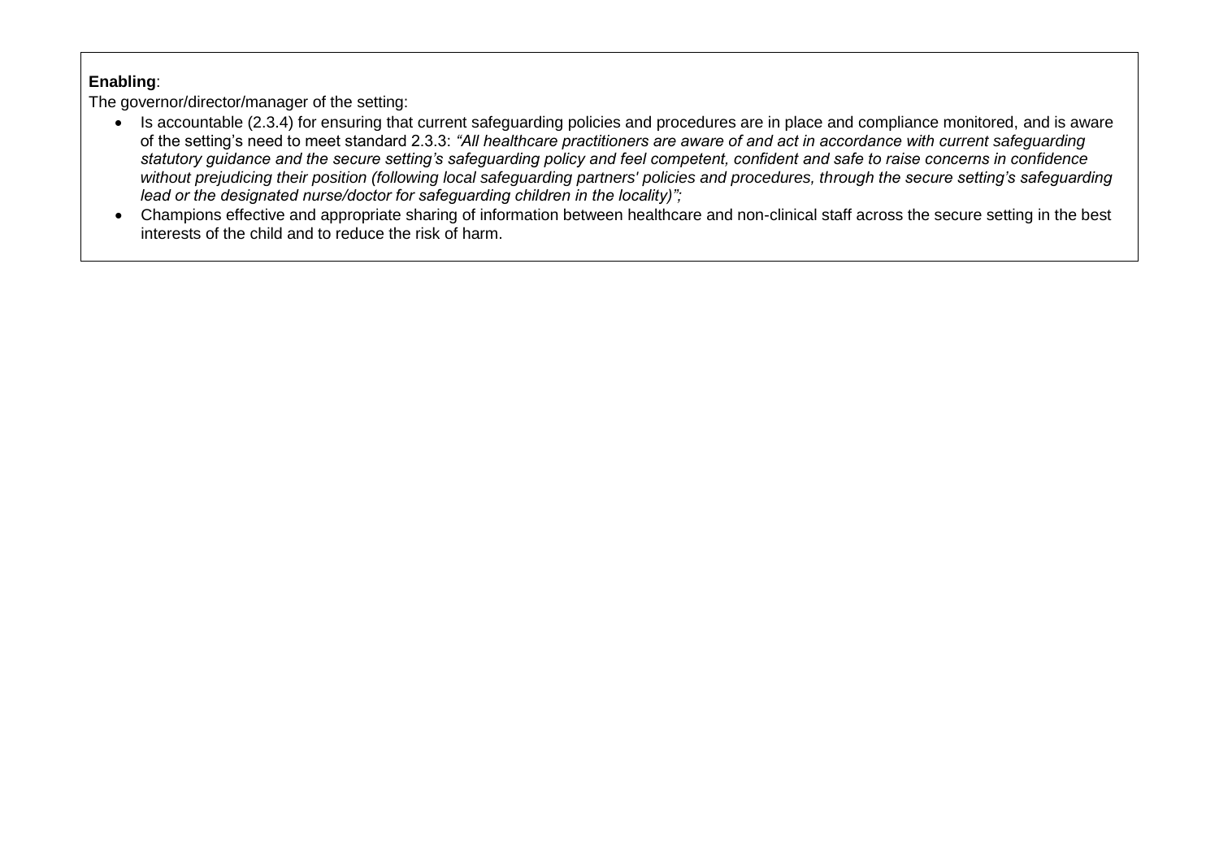**Enabling**:

The governor/director/manager of the setting:

- Is accountable (2.3.4) for ensuring that current safeguarding policies and procedures are in place and compliance monitored, and is aware of the setting's need to meet standard 2.3.3: *"All healthcare practitioners are aware of and act in accordance with current safeguarding statutory guidance and the secure setting's safeguarding policy and feel competent, confident and safe to raise concerns in confidence without prejudicing their position (following local safeguarding partners' policies and procedures, through the secure setting's safeguarding lead or the designated nurse/doctor for safeguarding children in the locality)";*
- Champions effective and appropriate sharing of information between healthcare and non-clinical staff across the secure setting in the best interests of the child and to reduce the risk of harm.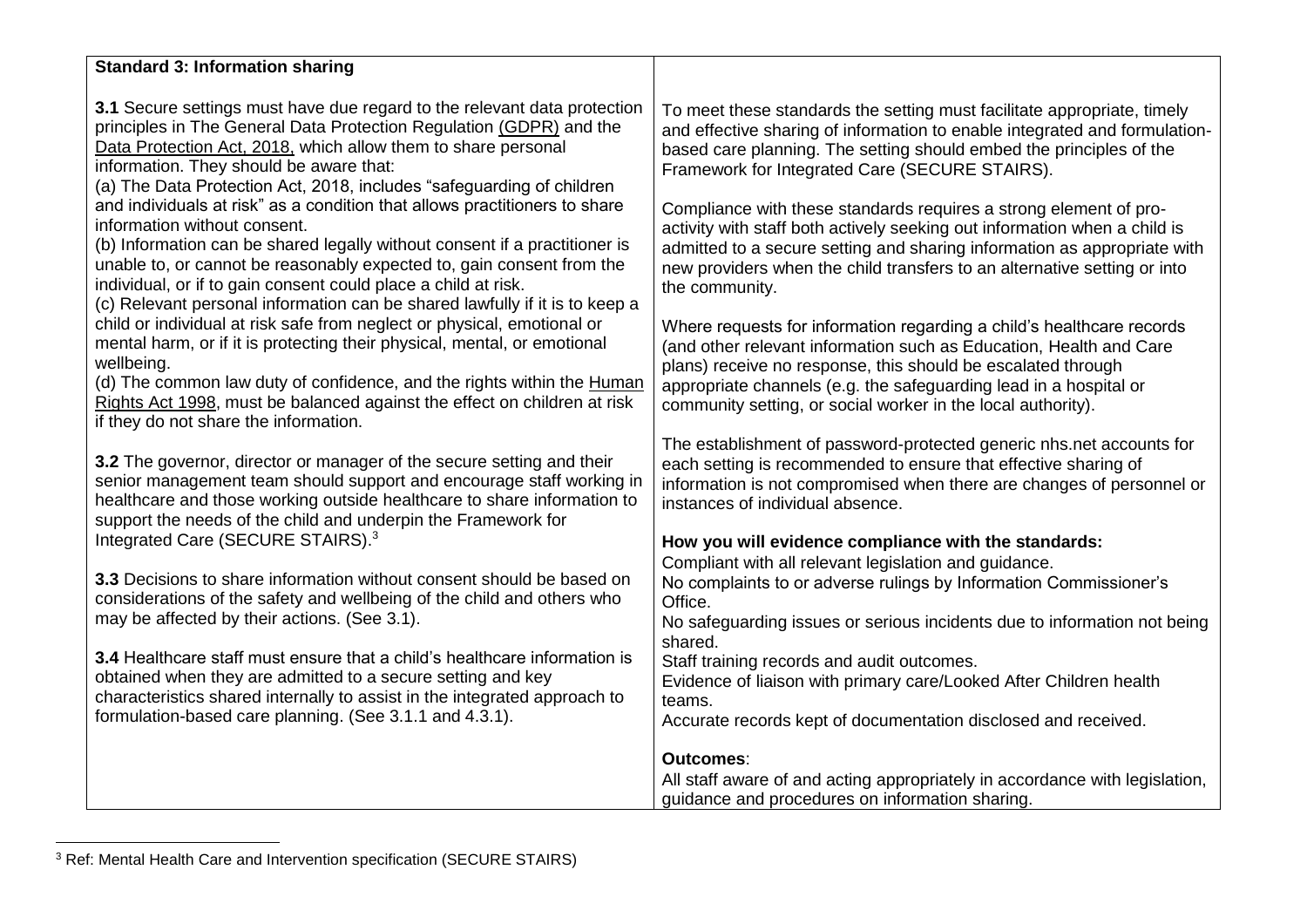| **Standard 3: Information sharing** | |
|---|---|
| **3.1** Secure settings must have due regard to the relevant data protection principles in The General Data Protection Regulation (GDPR) and the Data Protection Act, 2018, which allow them to share personal information. They should be aware that:<br>(a) The Data Protection Act, 2018, includes "safeguarding of children and individuals at risk" as a condition that allows practitioners to share information without consent.<br>(b) Information can be shared legally without consent if a practitioner is unable to, or cannot be reasonably expected to, gain consent from the individual, or if to gain consent could place a child at risk.<br>(c) Relevant personal information can be shared lawfully if it is to keep a child or individual at risk safe from neglect or physical, emotional or mental harm, or if it is protecting their physical, mental, or emotional wellbeing.<br>(d) The common law duty of confidence, and the rights within the Human Rights Act 1998, must be balanced against the effect on children at risk if they do not share the information.<br><br>**3.2** The governor, director or manager of the secure setting and their senior management team should support and encourage staff working in healthcare and those working outside healthcare to share information to support the needs of the child and underpin the Framework for Integrated Care (SECURE STAIRS).[3]<br><br>**3.3** Decisions to share information without consent should be based on considerations of the safety and wellbeing of the child and others who may be affected by their actions. (See 3.1).<br><br>**3.4** Healthcare staff must ensure that a child's healthcare information is obtained when they are admitted to a secure setting and key characteristics shared internally to assist in the integrated approach to formulation-based care planning. (See 3.1.1 and 4.3.1). | To meet these standards the setting must facilitate appropriate, timely and effective sharing of information to enable integrated and formulation-based care planning. The setting should embed the principles of the Framework for Integrated Care (SECURE STAIRS).<br><br>Compliance with these standards requires a strong element of pro-activity with staff both actively seeking out information when a child is admitted to a secure setting and sharing information as appropriate with new providers when the child transfers to an alternative setting or into the community.<br><br>Where requests for information regarding a child's healthcare records (and other relevant information such as Education, Health and Care plans) receive no response, this should be escalated through appropriate channels (e.g. the safeguarding lead in a hospital or community setting, or social worker in the local authority).<br><br>The establishment of password-protected generic nhs.net accounts for each setting is recommended to ensure that effective sharing of information is not compromised when there are changes of personnel or instances of individual absence.<br><br>**How you will evidence compliance with the standards:**<br>Compliant with all relevant legislation and guidance.<br>No complaints to or adverse rulings by Information Commissioner's Office.<br>No safeguarding issues or serious incidents due to information not being shared.<br>Staff training records and audit outcomes.<br>Evidence of liaison with primary care/Looked After Children health teams.<br>Accurate records kept of documentation disclosed and received.<br><br>**Outcomes**:<br>All staff aware of and acting appropriately in accordance with legislation, guidance and procedures on information sharing. |

[3] Ref: Mental Health Care and Intervention specification (SECURE STAIRS)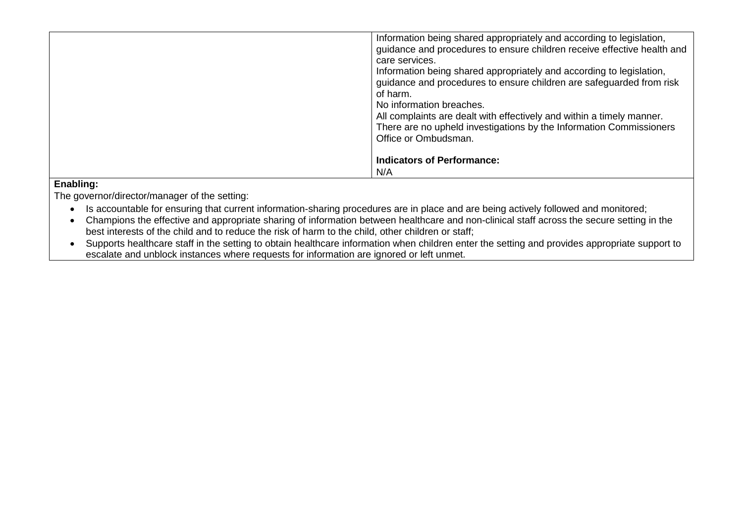| | |
|---|---|
| | Information being shared appropriately and according to legislation, guidance and procedures to ensure children receive effective health and care services.<br>Information being shared appropriately and according to legislation, guidance and procedures to ensure children are safeguarded from risk of harm.<br>No information breaches.<br>All complaints are dealt with effectively and within a timely manner.<br>There are no upheld investigations by the Information Commissioners Office or Ombudsman.<br><br>**Indicators of Performance:**<br>N/A |

**Enabling:**

The governor/director/manager of the setting:

- Is accountable for ensuring that current information-sharing procedures are in place and are being actively followed and monitored;
- Champions the effective and appropriate sharing of information between healthcare and non-clinical staff across the secure setting in the best interests of the child and to reduce the risk of harm to the child, other children or staff;
- Supports healthcare staff in the setting to obtain healthcare information when children enter the setting and provides appropriate support to escalate and unblock instances where requests for information are ignored or left unmet.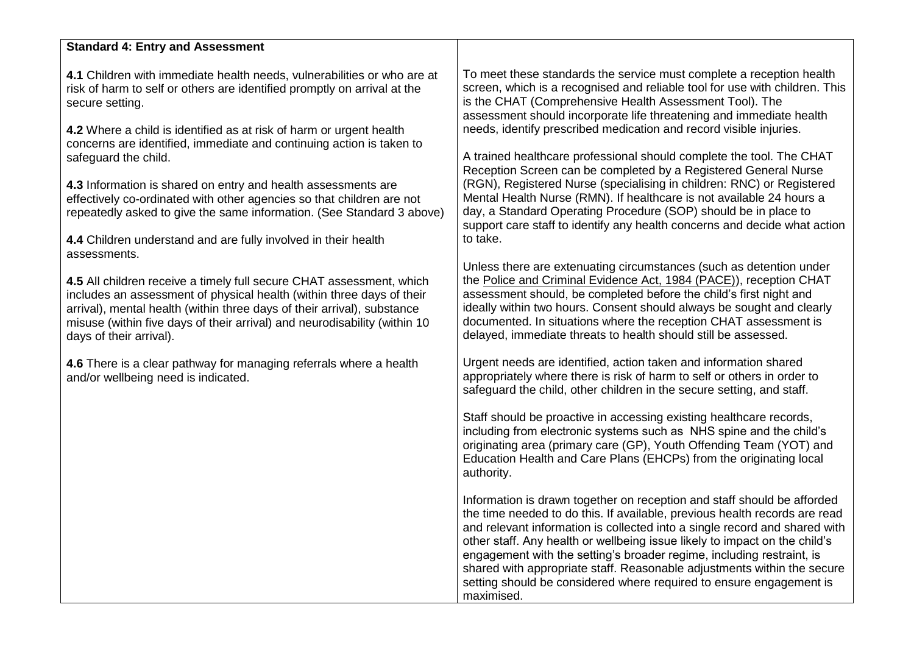| Standard 4: Entry and Assessment | |
|---|---|
| **4.1** Children with immediate health needs, vulnerabilities or who are at risk of harm to self or others are identified promptly on arrival at the secure setting.<br><br>**4.2** Where a child is identified as at risk of harm or urgent health concerns are identified, immediate and continuing action is taken to safeguard the child.<br><br>**4.3** Information is shared on entry and health assessments are effectively co-ordinated with other agencies so that children are not repeatedly asked to give the same information. (See Standard 3 above)<br><br>**4.4** Children understand and are fully involved in their health assessments.<br><br>**4.5** All children receive a timely full secure CHAT assessment, which includes an assessment of physical health (within three days of their arrival), mental health (within three days of their arrival), substance misuse (within five days of their arrival) and neurodisability (within 10 days of their arrival).<br><br>**4.6** There is a clear pathway for managing referrals where a health and/or wellbeing need is indicated. | To meet these standards the service must complete a reception health screen, which is a recognised and reliable tool for use with children. This is the CHAT (Comprehensive Health Assessment Tool). The assessment should incorporate life threatening and immediate health needs, identify prescribed medication and record visible injuries.<br><br>A trained healthcare professional should complete the tool. The CHAT Reception Screen can be completed by a Registered General Nurse (RGN), Registered Nurse (specialising in children: RNC) or Registered Mental Health Nurse (RMN). If healthcare is not available 24 hours a day, a Standard Operating Procedure (SOP) should be in place to support care staff to identify any health concerns and decide what action to take.<br><br>Unless there are extenuating circumstances (such as detention under the Police and Criminal Evidence Act, 1984 (PACE)), reception CHAT assessment should, be completed before the child's first night and ideally within two hours. Consent should always be sought and clearly documented. In situations where the reception CHAT assessment is delayed, immediate threats to health should still be assessed.<br><br>Urgent needs are identified, action taken and information shared appropriately where there is risk of harm to self or others in order to safeguard the child, other children in the secure setting, and staff.<br><br>Staff should be proactive in accessing existing healthcare records, including from electronic systems such as NHS spine and the child's originating area (primary care (GP), Youth Offending Team (YOT) and Education Health and Care Plans (EHCPs) from the originating local authority.<br><br>Information is drawn together on reception and staff should be afforded the time needed to do this. If available, previous health records are read and relevant information is collected into a single record and shared with other staff. Any health or wellbeing issue likely to impact on the child's engagement with the setting's broader regime, including restraint, is shared with appropriate staff. Reasonable adjustments within the secure setting should be considered where required to ensure engagement is maximised. |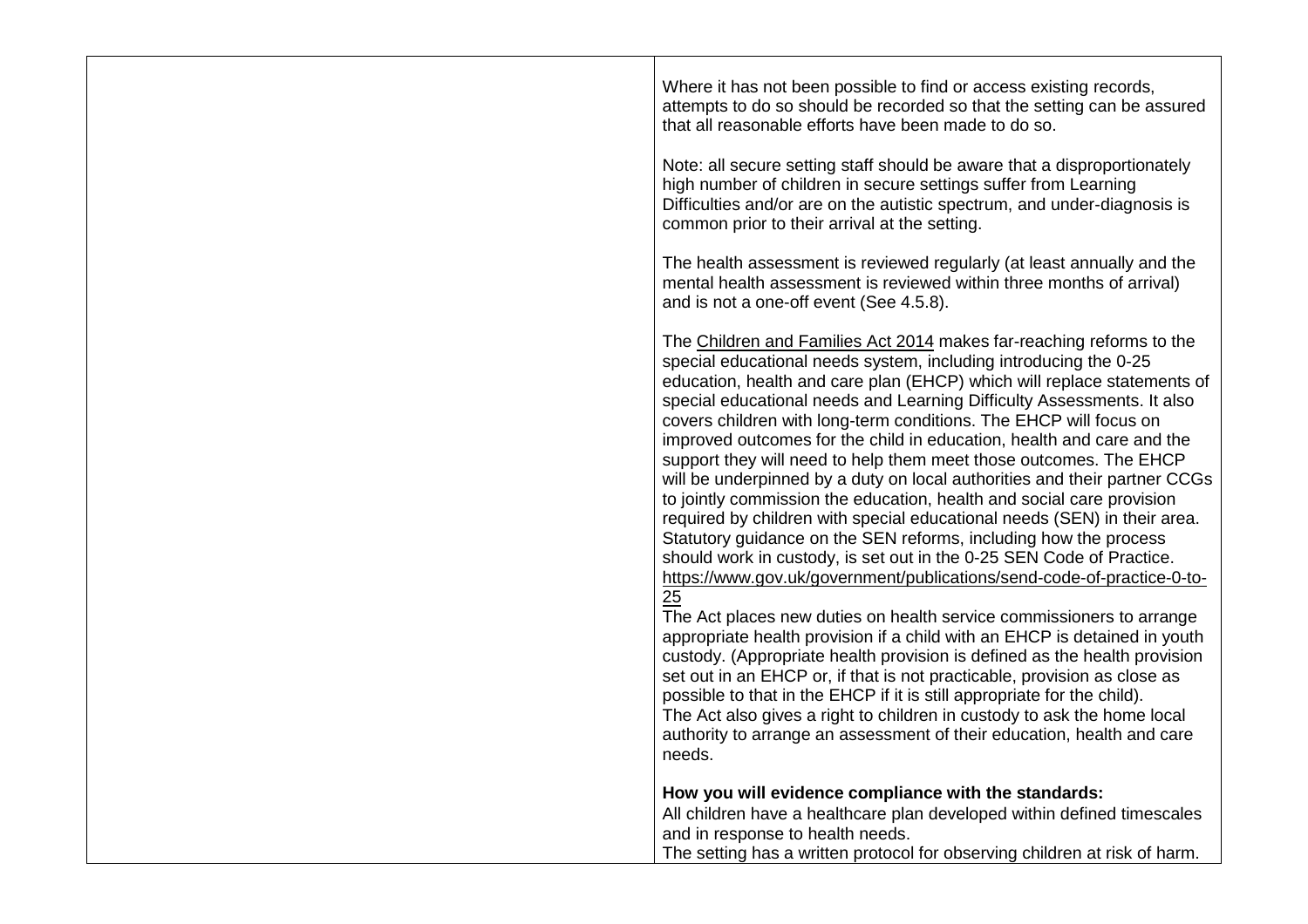| | |
|---|---|
| | Where it has not been possible to find or access existing records, attempts to do so should be recorded so that the setting can be assured that all reasonable efforts have been made to do so.<br><br>Note: all secure setting staff should be aware that a disproportionately high number of children in secure settings suffer from Learning Difficulties and/or are on the autistic spectrum, and under-diagnosis is common prior to their arrival at the setting.<br><br>The health assessment is reviewed regularly (at least annually and the mental health assessment is reviewed within three months of arrival) and is not a one-off event (See 4.5.8).<br><br>The Children and Families Act 2014 makes far-reaching reforms to the special educational needs system, including introducing the 0-25 education, health and care plan (EHCP) which will replace statements of special educational needs and Learning Difficulty Assessments. It also covers children with long-term conditions. The EHCP will focus on improved outcomes for the child in education, health and care and the support they will need to help them meet those outcomes. The EHCP will be underpinned by a duty on local authorities and their partner CCGs to jointly commission the education, health and social care provision required by children with special educational needs (SEN) in their area. Statutory guidance on the SEN reforms, including how the process should work in custody, is set out in the 0-25 SEN Code of Practice. https://www.gov.uk/government/publications/send-code-of-practice-0-to-25<br>The Act places new duties on health service commissioners to arrange appropriate health provision if a child with an EHCP is detained in youth custody. (Appropriate health provision is defined as the health provision set out in an EHCP or, if that is not practicable, provision as close as possible to that in the EHCP if it is still appropriate for the child).<br>The Act also gives a right to children in custody to ask the home local authority to arrange an assessment of their education, health and care needs.<br><br>**How you will evidence compliance with the standards:**<br>All children have a healthcare plan developed within defined timescales and in response to health needs.<br>The setting has a written protocol for observing children at risk of harm. |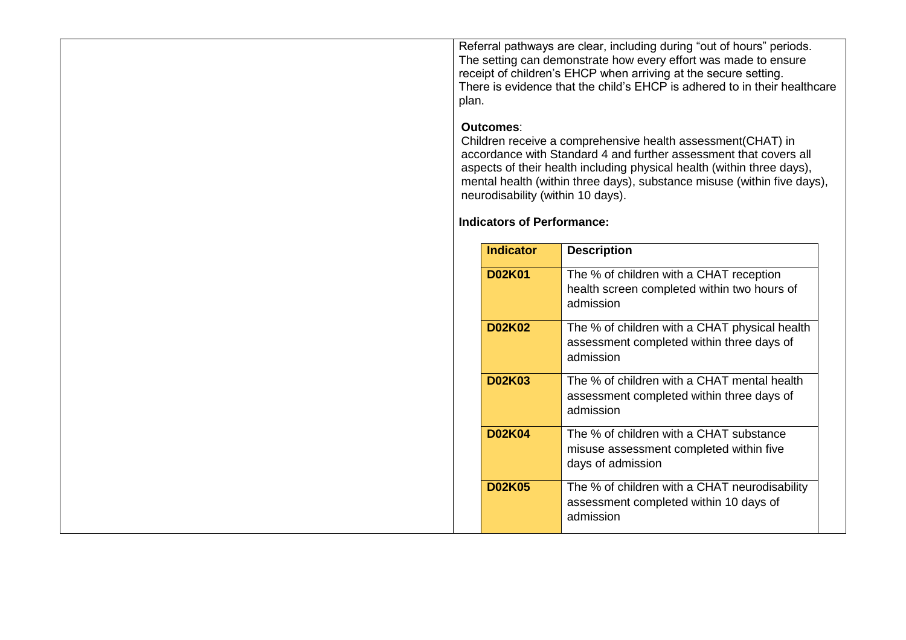Referral pathways are clear, including during "out of hours" periods.
The setting can demonstrate how every effort was made to ensure receipt of children's EHCP when arriving at the secure setting.
There is evidence that the child's EHCP is adhered to in their healthcare plan.

**Outcomes**:

Children receive a comprehensive health assessment(CHAT) in accordance with Standard 4 and further assessment that covers all aspects of their health including physical health (within three days), mental health (within three days), substance misuse (within five days), neurodisability (within 10 days).

**Indicators of Performance:**

| Indicator | Description |
| --- | --- |
| **D02K01** | The % of children with a CHAT reception health screen completed within two hours of admission |
| **D02K02** | The % of children with a CHAT physical health assessment completed within three days of admission |
| **D02K03** | The % of children with a CHAT mental health assessment completed within three days of admission |
| **D02K04** | The % of children with a CHAT substance misuse assessment completed within five days of admission |
| **D02K05** | The % of children with a CHAT neurodisability assessment completed within 10 days of admission |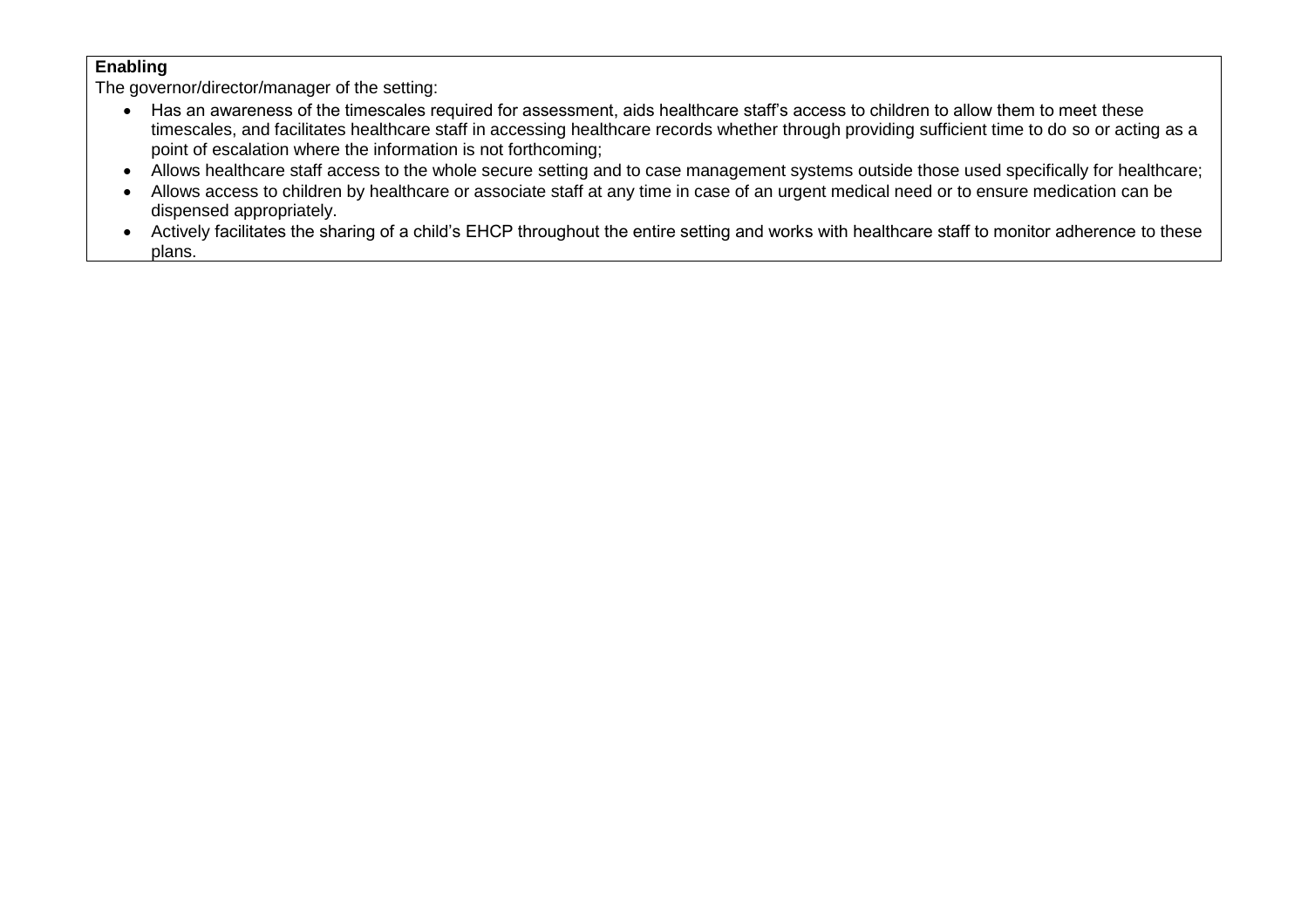**Enabling**

The governor/director/manager of the setting:

- Has an awareness of the timescales required for assessment, aids healthcare staff's access to children to allow them to meet these timescales, and facilitates healthcare staff in accessing healthcare records whether through providing sufficient time to do so or acting as a point of escalation where the information is not forthcoming;
- Allows healthcare staff access to the whole secure setting and to case management systems outside those used specifically for healthcare;
- Allows access to children by healthcare or associate staff at any time in case of an urgent medical need or to ensure medication can be dispensed appropriately.
- Actively facilitates the sharing of a child's EHCP throughout the entire setting and works with healthcare staff to monitor adherence to these plans.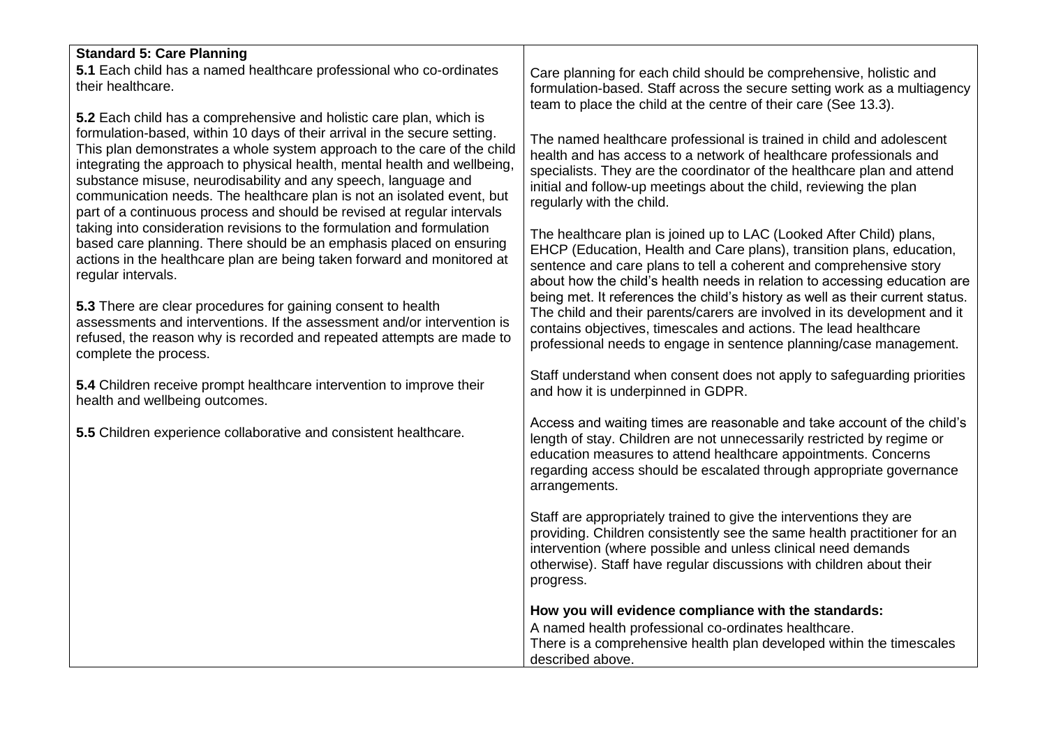| **Standard 5: Care Planning** | |
|---|---|
| **5.1** Each child has a named healthcare professional who co-ordinates their healthcare.<br><br>**5.2** Each child has a comprehensive and holistic care plan, which is formulation-based, within 10 days of their arrival in the secure setting. This plan demonstrates a whole system approach to the care of the child integrating the approach to physical health, mental health and wellbeing, substance misuse, neurodisability and any speech, language and communication needs. The healthcare plan is not an isolated event, but part of a continuous process and should be revised at regular intervals taking into consideration revisions to the formulation and formulation based care planning. There should be an emphasis placed on ensuring actions in the healthcare plan are being taken forward and monitored at regular intervals.<br><br>**5.3** There are clear procedures for gaining consent to health assessments and interventions. If the assessment and/or intervention is refused, the reason why is recorded and repeated attempts are made to complete the process.<br><br>**5.4** Children receive prompt healthcare intervention to improve their health and wellbeing outcomes.<br><br>**5.5** Children experience collaborative and consistent healthcare. | Care planning for each child should be comprehensive, holistic and formulation-based. Staff across the secure setting work as a multiagency team to place the child at the centre of their care (See 13.3).<br><br>The named healthcare professional is trained in child and adolescent health and has access to a network of healthcare professionals and specialists. They are the coordinator of the healthcare plan and attend initial and follow-up meetings about the child, reviewing the plan regularly with the child.<br><br>The healthcare plan is joined up to LAC (Looked After Child) plans, EHCP (Education, Health and Care plans), transition plans, education, sentence and care plans to tell a coherent and comprehensive story about how the child's health needs in relation to accessing education are being met. It references the child's history as well as their current status. The child and their parents/carers are involved in its development and it contains objectives, timescales and actions. The lead healthcare professional needs to engage in sentence planning/case management.<br><br>Staff understand when consent does not apply to safeguarding priorities and how it is underpinned in GDPR.<br><br>Access and waiting times are reasonable and take account of the child's length of stay. Children are not unnecessarily restricted by regime or education measures to attend healthcare appointments. Concerns regarding access should be escalated through appropriate governance arrangements.<br><br>Staff are appropriately trained to give the interventions they are providing. Children consistently see the same health practitioner for an intervention (where possible and unless clinical need demands otherwise). Staff have regular discussions with children about their progress.<br><br>**How you will evidence compliance with the standards:**<br>A named health professional co-ordinates healthcare.<br>There is a comprehensive health plan developed within the timescales described above. |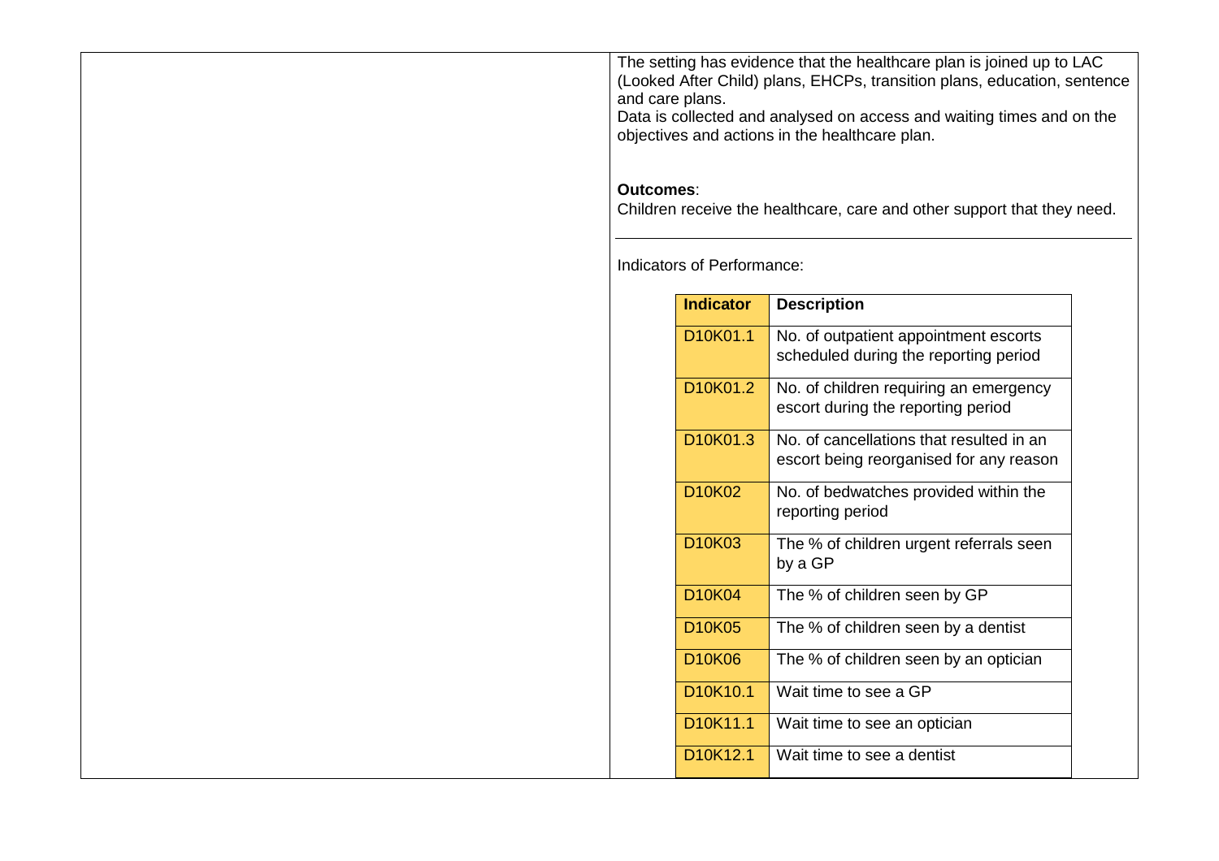The setting has evidence that the healthcare plan is joined up to LAC (Looked After Child) plans, EHCPs, transition plans, education, sentence and care plans.

Data is collected and analysed on access and waiting times and on the objectives and actions in the healthcare plan.

**Outcomes**:

Children receive the healthcare, care and other support that they need.

---

Indicators of Performance:

| Indicator | Description |
| --- | --- |
| D10K01.1 | No. of outpatient appointment escorts scheduled during the reporting period |
| D10K01.2 | No. of children requiring an emergency escort during the reporting period |
| D10K01.3 | No. of cancellations that resulted in an escort being reorganised for any reason |
| D10K02 | No. of bedwatches provided within the reporting period |
| D10K03 | The % of children urgent referrals seen by a GP |
| D10K04 | The % of children seen by GP |
| D10K05 | The % of children seen by a dentist |
| D10K06 | The % of children seen by an optician |
| D10K10.1 | Wait time to see a GP |
| D10K11.1 | Wait time to see an optician |
| D10K12.1 | Wait time to see a dentist |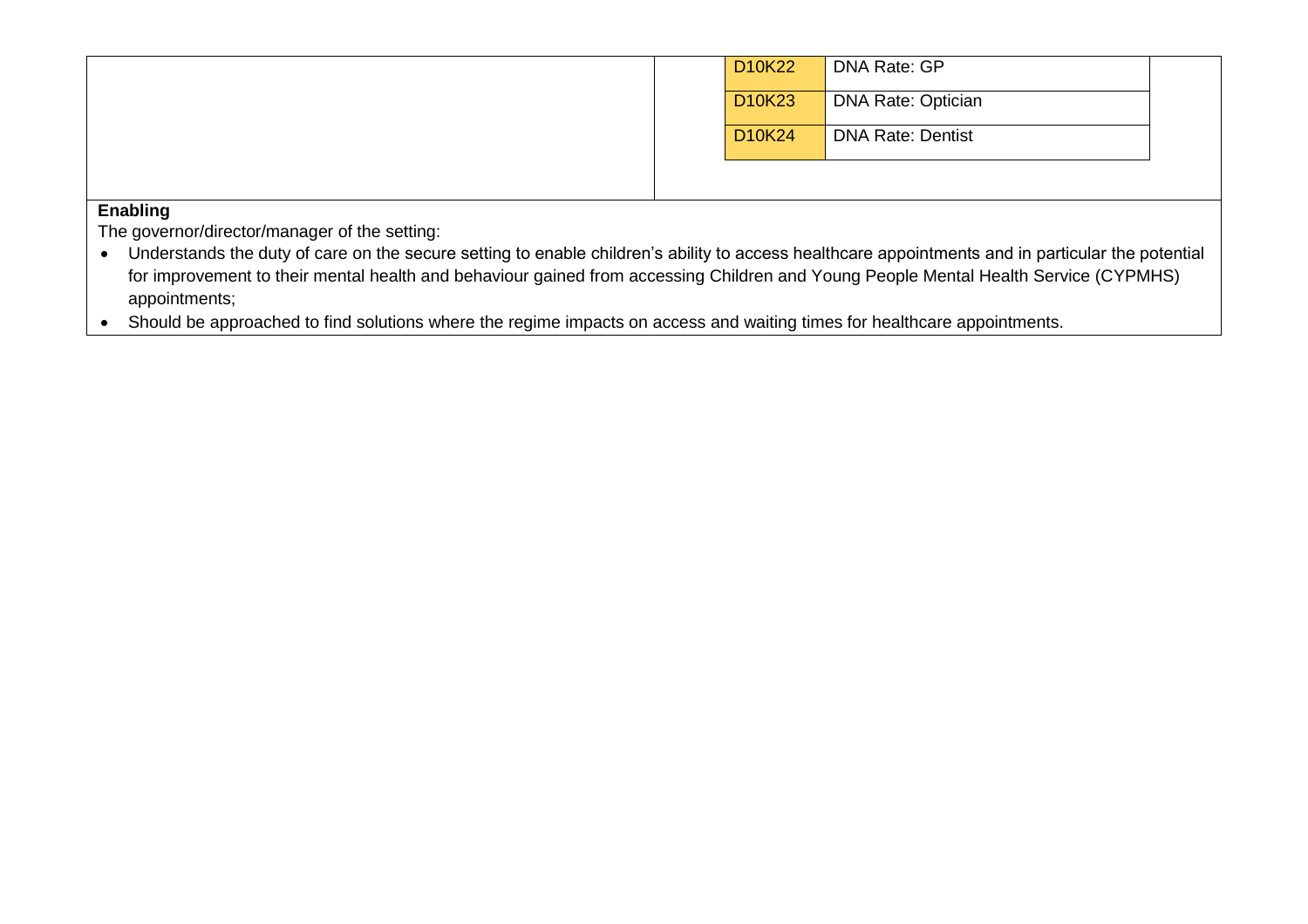| | |
|---|---|
| D10K22 | DNA Rate: GP |
| D10K23 | DNA Rate: Optician |
| D10K24 | DNA Rate: Dentist |

**Enabling**

The governor/director/manager of the setting:

- Understands the duty of care on the secure setting to enable children's ability to access healthcare appointments and in particular the potential for improvement to their mental health and behaviour gained from accessing Children and Young People Mental Health Service (CYPMHS) appointments;
- Should be approached to find solutions where the regime impacts on access and waiting times for healthcare appointments.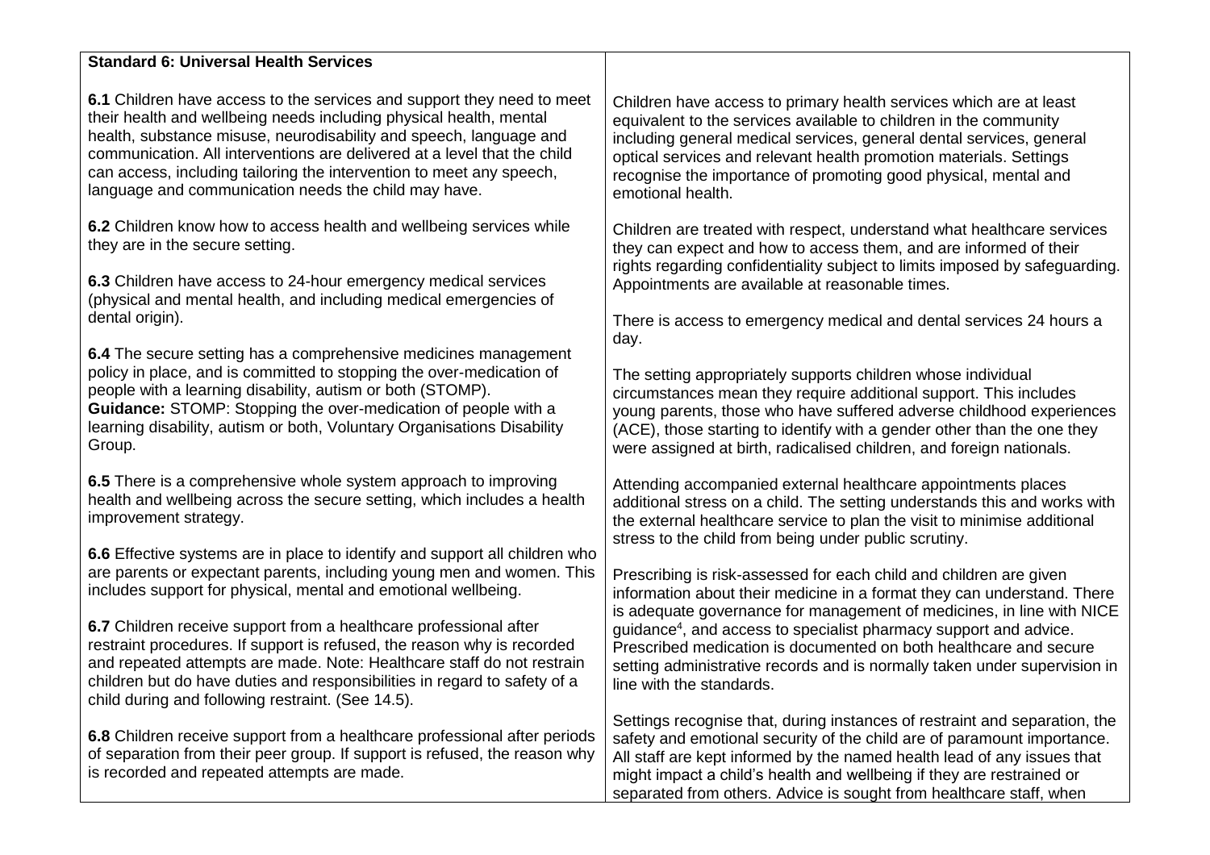| **Standard 6: Universal Health Services** | |
|---|---|
| **6.1** Children have access to the services and support they need to meet their health and wellbeing needs including physical health, mental health, substance misuse, neurodisability and speech, language and communication. All interventions are delivered at a level that the child can access, including tailoring the intervention to meet any speech, language and communication needs the child may have.<br><br>**6.2** Children know how to access health and wellbeing services while they are in the secure setting.<br><br>**6.3** Children have access to 24-hour emergency medical services (physical and mental health, and including medical emergencies of dental origin).<br><br>**6.4** The secure setting has a comprehensive medicines management policy in place, and is committed to stopping the over-medication of people with a learning disability, autism or both (STOMP).<br>**Guidance:** STOMP: Stopping the over-medication of people with a learning disability, autism or both, Voluntary Organisations Disability Group.<br><br>**6.5** There is a comprehensive whole system approach to improving health and wellbeing across the secure setting, which includes a health improvement strategy.<br><br>**6.6** Effective systems are in place to identify and support all children who are parents or expectant parents, including young men and women. This includes support for physical, mental and emotional wellbeing.<br><br>**6.7** Children receive support from a healthcare professional after restraint procedures. If support is refused, the reason why is recorded and repeated attempts are made. Note: Healthcare staff do not restrain children but do have duties and responsibilities in regard to safety of a child during and following restraint. (See 14.5).<br><br>**6.8** Children receive support from a healthcare professional after periods of separation from their peer group. If support is refused, the reason why is recorded and repeated attempts are made. | Children have access to primary health services which are at least equivalent to the services available to children in the community including general medical services, general dental services, general optical services and relevant health promotion materials. Settings recognise the importance of promoting good physical, mental and emotional health.<br><br>Children are treated with respect, understand what healthcare services they can expect and how to access them, and are informed of their rights regarding confidentiality subject to limits imposed by safeguarding. Appointments are available at reasonable times.<br><br>There is access to emergency medical and dental services 24 hours a day.<br><br>The setting appropriately supports children whose individual circumstances mean they require additional support. This includes young parents, those who have suffered adverse childhood experiences (ACE), those starting to identify with a gender other than the one they were assigned at birth, radicalised children, and foreign nationals.<br><br>Attending accompanied external healthcare appointments places additional stress on a child. The setting understands this and works with the external healthcare service to plan the visit to minimise additional stress to the child from being under public scrutiny.<br><br>Prescribing is risk-assessed for each child and children are given information about their medicine in a format they can understand. There is adequate governance for management of medicines, in line with NICE guidance[4], and access to specialist pharmacy support and advice. Prescribed medication is documented on both healthcare and secure setting administrative records and is normally taken under supervision in line with the standards.<br><br>Settings recognise that, during instances of restraint and separation, the safety and emotional security of the child are of paramount importance. All staff are kept informed by the named health lead of any issues that might impact a child's health and wellbeing if they are restrained or separated from others. Advice is sought from healthcare staff, when |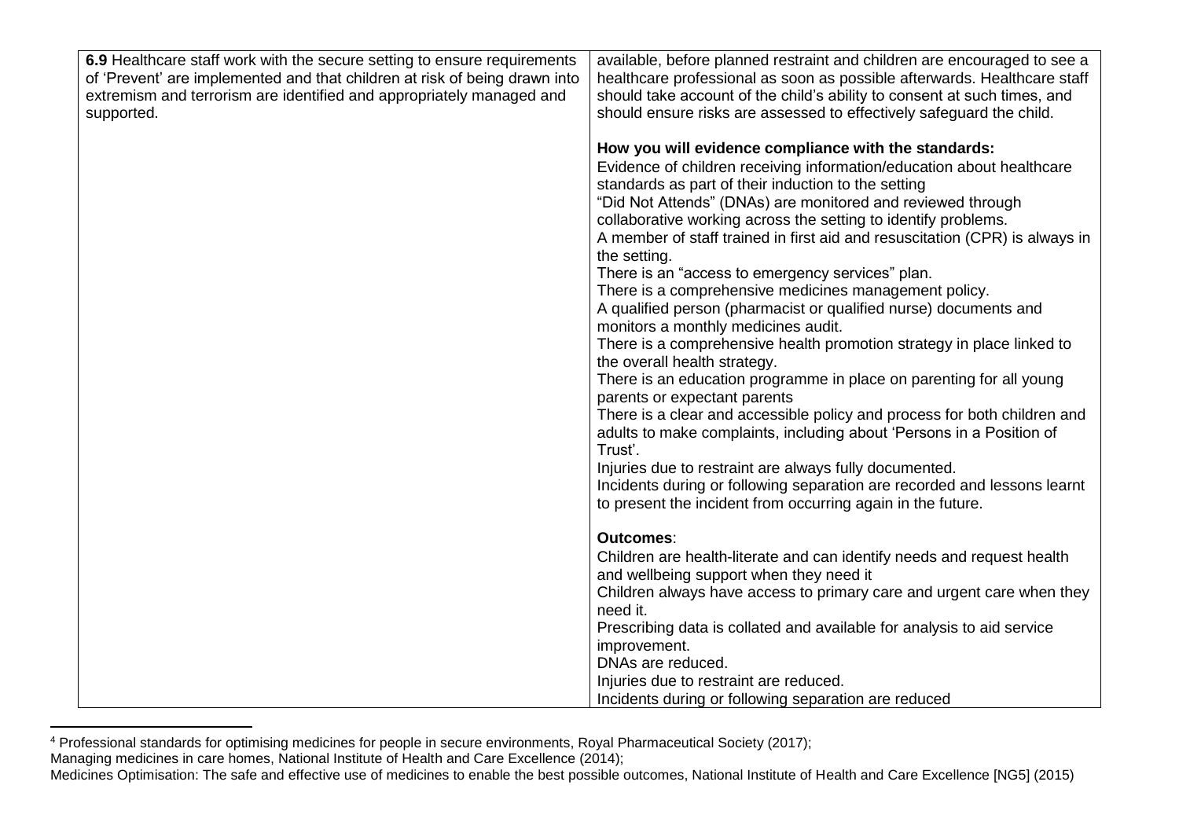| | |
|---|---|
| **6.9** Healthcare staff work with the secure setting to ensure requirements of 'Prevent' are implemented and that children at risk of being drawn into extremism and terrorism are identified and appropriately managed and supported. | available, before planned restraint and children are encouraged to see a healthcare professional as soon as possible afterwards. Healthcare staff should take account of the child's ability to consent at such times, and should ensure risks are assessed to effectively safeguard the child.<br><br>**How you will evidence compliance with the standards:**<br>Evidence of children receiving information/education about healthcare standards as part of their induction to the setting<br>"Did Not Attends" (DNAs) are monitored and reviewed through collaborative working across the setting to identify problems.<br>A member of staff trained in first aid and resuscitation (CPR) is always in the setting.<br>There is an "access to emergency services" plan.<br>There is a comprehensive medicines management policy.<br>A qualified person (pharmacist or qualified nurse) documents and monitors a monthly medicines audit.<br>There is a comprehensive health promotion strategy in place linked to the overall health strategy.<br>There is an education programme in place on parenting for all young parents or expectant parents<br>There is a clear and accessible policy and process for both children and adults to make complaints, including about 'Persons in a Position of Trust'.<br>Injuries due to restraint are always fully documented.<br>Incidents during or following separation are recorded and lessons learnt to present the incident from occurring again in the future.<br><br>**Outcomes**:<br>Children are health-literate and can identify needs and request health and wellbeing support when they need it<br>Children always have access to primary care and urgent care when they need it.<br>Prescribing data is collated and available for analysis to aid service improvement.<br>DNAs are reduced.<br>Injuries due to restraint are reduced.<br>Incidents during or following separation are reduced |

[4] Professional standards for optimising medicines for people in secure environments, Royal Pharmaceutical Society (2017);
Managing medicines in care homes, National Institute of Health and Care Excellence (2014);
Medicines Optimisation: The safe and effective use of medicines to enable the best possible outcomes, National Institute of Health and Care Excellence [NG5] (2015)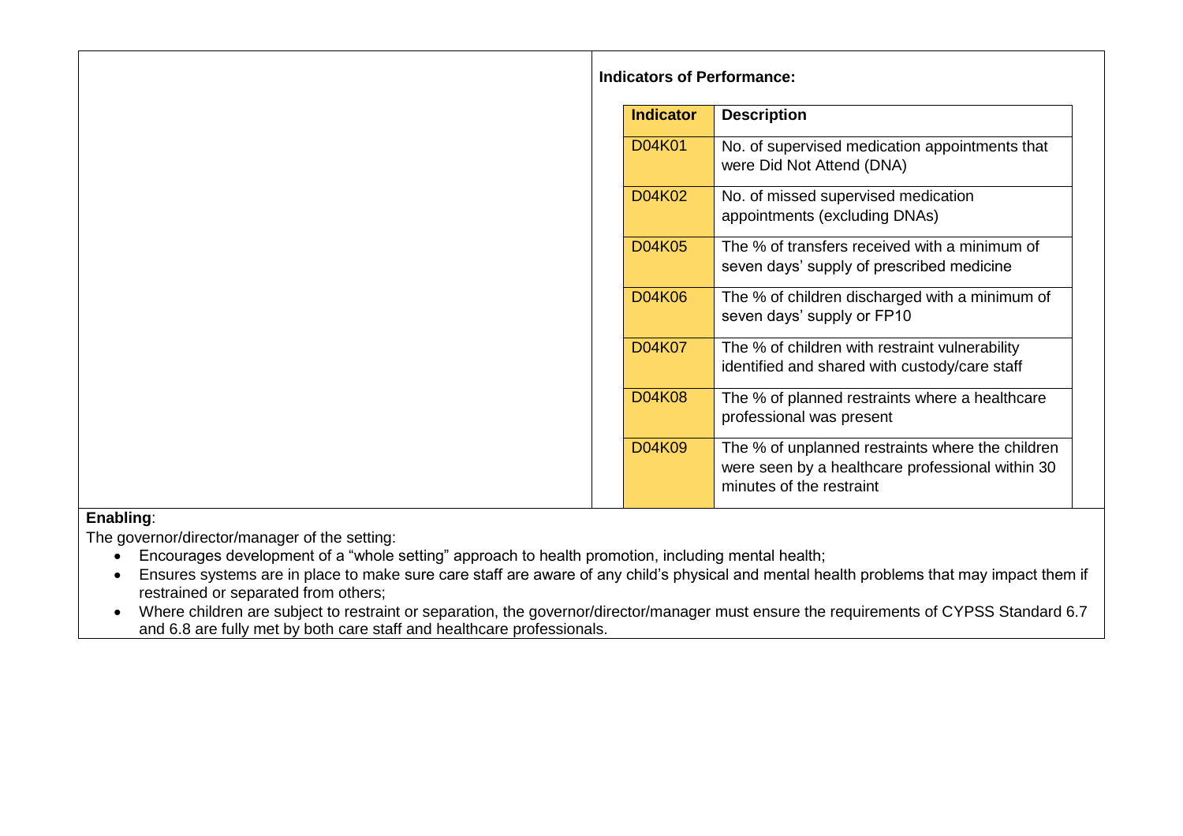**Indicators of Performance:**

| Indicator | Description |
|---|---|
| D04K01 | No. of supervised medication appointments that were Did Not Attend (DNA) |
| D04K02 | No. of missed supervised medication appointments (excluding DNAs) |
| D04K05 | The % of transfers received with a minimum of seven days' supply of prescribed medicine |
| D04K06 | The % of children discharged with a minimum of seven days' supply or FP10 |
| D04K07 | The % of children with restraint vulnerability identified and shared with custody/care staff |
| D04K08 | The % of planned restraints where a healthcare professional was present |
| D04K09 | The % of unplanned restraints where the children were seen by a healthcare professional within 30 minutes of the restraint |

**Enabling**:

The governor/director/manager of the setting:

- Encourages development of a "whole setting" approach to health promotion, including mental health;
- Ensures systems are in place to make sure care staff are aware of any child's physical and mental health problems that may impact them if restrained or separated from others;
- Where children are subject to restraint or separation, the governor/director/manager must ensure the requirements of CYPSS Standard 6.7 and 6.8 are fully met by both care staff and healthcare professionals.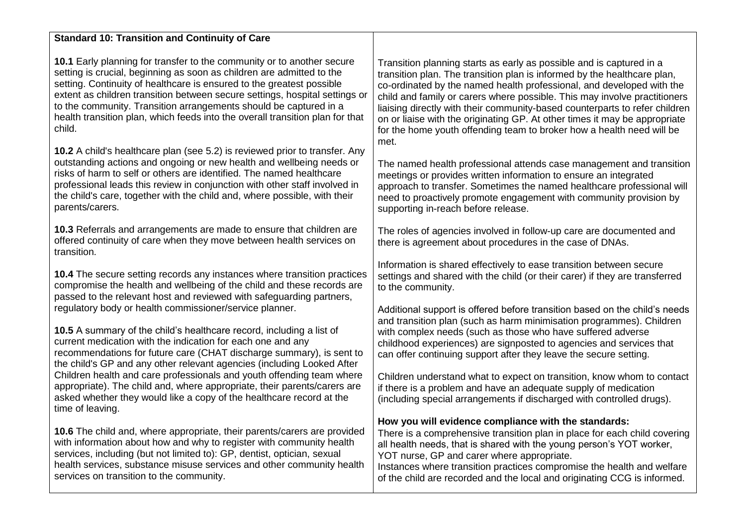| **Standard 10: Transition and Continuity of Care** | |
|---|---|
| **10.1** Early planning for transfer to the community or to another secure setting is crucial, beginning as soon as children are admitted to the setting. Continuity of healthcare is ensured to the greatest possible extent as children transition between secure settings, hospital settings or to the community. Transition arrangements should be captured in a health transition plan, which feeds into the overall transition plan for that child.<br><br>**10.2** A child's healthcare plan (see 5.2) is reviewed prior to transfer. Any outstanding actions and ongoing or new health and wellbeing needs or risks of harm to self or others are identified. The named healthcare professional leads this review in conjunction with other staff involved in the child's care, together with the child and, where possible, with their parents/carers.<br><br>**10.3** Referrals and arrangements are made to ensure that children are offered continuity of care when they move between health services on transition.<br><br>**10.4** The secure setting records any instances where transition practices compromise the health and wellbeing of the child and these records are passed to the relevant host and reviewed with safeguarding partners, regulatory body or health commissioner/service planner.<br><br>**10.5** A summary of the child's healthcare record, including a list of current medication with the indication for each one and any recommendations for future care (CHAT discharge summary), is sent to the child's GP and any other relevant agencies (including Looked After Children health and care professionals and youth offending team where appropriate). The child and, where appropriate, their parents/carers are asked whether they would like a copy of the healthcare record at the time of leaving.<br><br>**10.6** The child and, where appropriate, their parents/carers are provided with information about how and why to register with community health services, including (but not limited to): GP, dentist, optician, sexual health services, substance misuse services and other community health services on transition to the community. | Transition planning starts as early as possible and is captured in a transition plan. The transition plan is informed by the healthcare plan, co-ordinated by the named health professional, and developed with the child and family or carers where possible. This may involve practitioners liaising directly with their community-based counterparts to refer children on or liaise with the originating GP. At other times it may be appropriate for the home youth offending team to broker how a health need will be met.<br><br>The named health professional attends case management and transition meetings or provides written information to ensure an integrated approach to transfer. Sometimes the named healthcare professional will need to proactively promote engagement with community provision by supporting in-reach before release.<br><br>The roles of agencies involved in follow-up care are documented and there is agreement about procedures in the case of DNAs.<br><br>Information is shared effectively to ease transition between secure settings and shared with the child (or their carer) if they are transferred to the community.<br><br>Additional support is offered before transition based on the child's needs and transition plan (such as harm minimisation programmes). Children with complex needs (such as those who have suffered adverse childhood experiences) are signposted to agencies and services that can offer continuing support after they leave the secure setting.<br><br>Children understand what to expect on transition, know whom to contact if there is a problem and have an adequate supply of medication (including special arrangements if discharged with controlled drugs).<br><br>**How you will evidence compliance with the standards:**<br>There is a comprehensive transition plan in place for each child covering all health needs, that is shared with the young person's YOT worker, YOT nurse, GP and carer where appropriate.<br>Instances where transition practices compromise the health and welfare of the child are recorded and the local and originating CCG is informed. |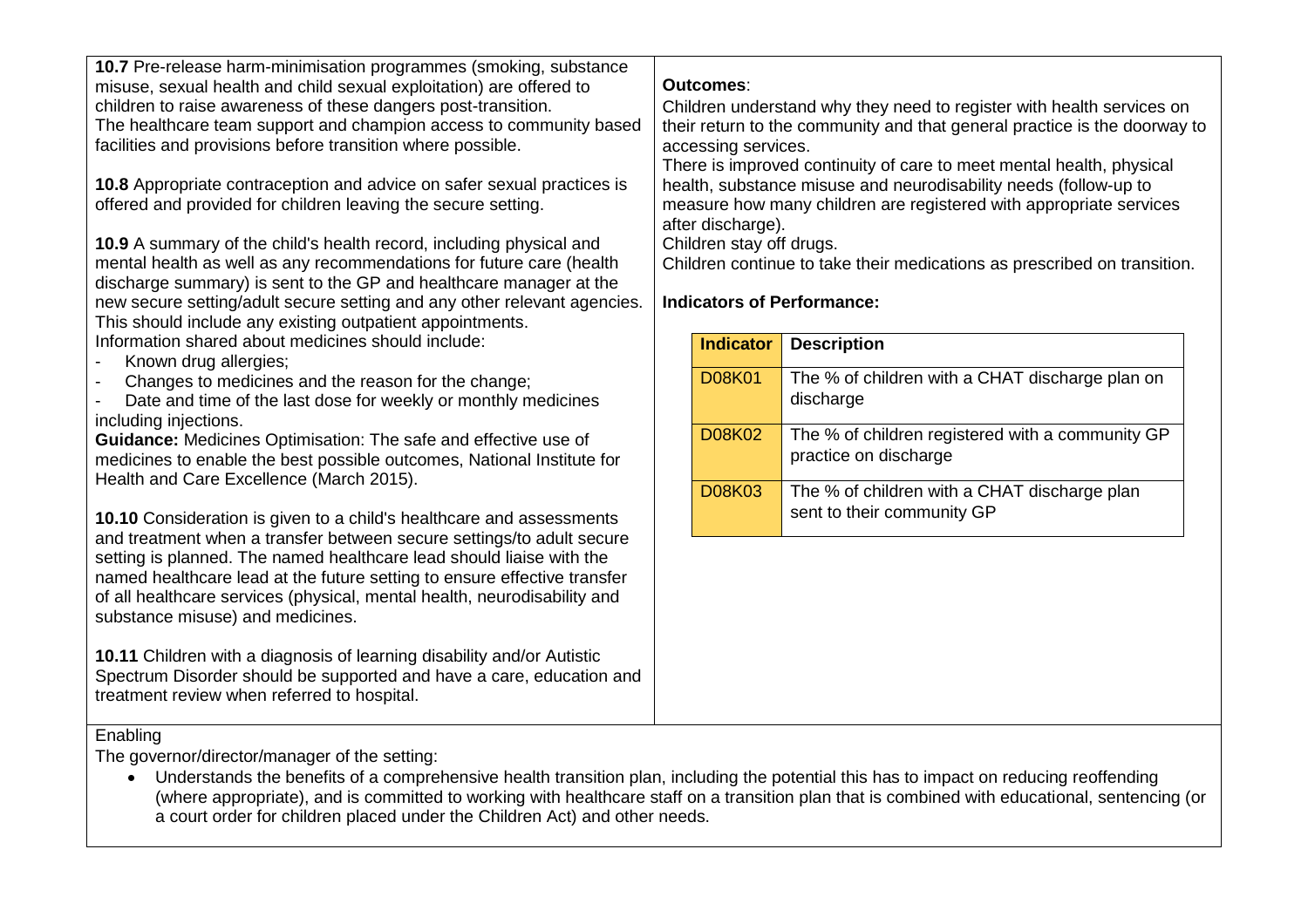**10.7** Pre-release harm-minimisation programmes (smoking, substance misuse, sexual health and child sexual exploitation) are offered to children to raise awareness of these dangers post-transition. The healthcare team support and champion access to community based facilities and provisions before transition where possible.

**10.8** Appropriate contraception and advice on safer sexual practices is offered and provided for children leaving the secure setting.

**10.9** A summary of the child's health record, including physical and mental health as well as any recommendations for future care (health discharge summary) is sent to the GP and healthcare manager at the new secure setting/adult secure setting and any other relevant agencies. This should include any existing outpatient appointments.
Information shared about medicines should include:

- Known drug allergies;
- Changes to medicines and the reason for the change;
- Date and time of the last dose for weekly or monthly medicines including injections.

**Guidance:** Medicines Optimisation: The safe and effective use of medicines to enable the best possible outcomes, National Institute for Health and Care Excellence (March 2015).

**10.10** Consideration is given to a child's healthcare and assessments and treatment when a transfer between secure settings/to adult secure setting is planned. The named healthcare lead should liaise with the named healthcare lead at the future setting to ensure effective transfer of all healthcare services (physical, mental health, neurodisability and substance misuse) and medicines.

**10.11** Children with a diagnosis of learning disability and/or Autistic Spectrum Disorder should be supported and have a care, education and treatment review when referred to hospital.

**Outcomes**:
Children understand why they need to register with health services on their return to the community and that general practice is the doorway to accessing services.
There is improved continuity of care to meet mental health, physical health, substance misuse and neurodisability needs (follow-up to measure how many children are registered with appropriate services after discharge).
Children stay off drugs.
Children continue to take their medications as prescribed on transition.

**Indicators of Performance:**

| Indicator | Description |
|---|---|
| D08K01 | The % of children with a CHAT discharge plan on discharge |
| D08K02 | The % of children registered with a community GP practice on discharge |
| D08K03 | The % of children with a CHAT discharge plan sent to their community GP |

Enabling
The governor/director/manager of the setting:

- Understands the benefits of a comprehensive health transition plan, including the potential this has to impact on reducing reoffending (where appropriate), and is committed to working with healthcare staff on a transition plan that is combined with educational, sentencing (or a court order for children placed under the Children Act) and other needs.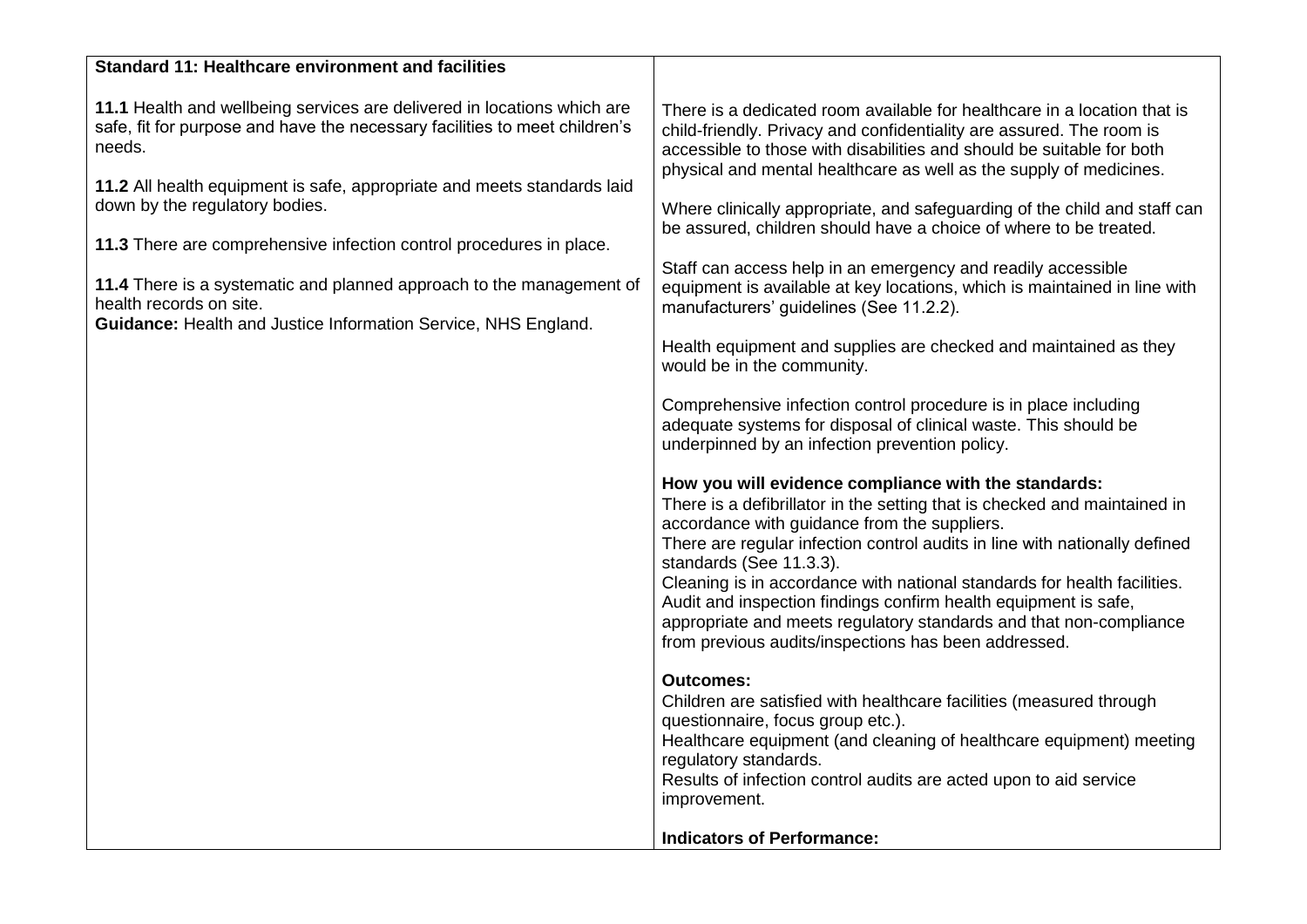| **Standard 11: Healthcare environment and facilities** | |
|---|---|
| **11.1** Health and wellbeing services are delivered in locations which are safe, fit for purpose and have the necessary facilities to meet children's needs.<br><br>**11.2** All health equipment is safe, appropriate and meets standards laid down by the regulatory bodies.<br><br>**11.3** There are comprehensive infection control procedures in place.<br><br>**11.4** There is a systematic and planned approach to the management of health records on site.<br>**Guidance:** Health and Justice Information Service, NHS England. | There is a dedicated room available for healthcare in a location that is child-friendly. Privacy and confidentiality are assured. The room is accessible to those with disabilities and should be suitable for both physical and mental healthcare as well as the supply of medicines.<br><br>Where clinically appropriate, and safeguarding of the child and staff can be assured, children should have a choice of where to be treated.<br><br>Staff can access help in an emergency and readily accessible equipment is available at key locations, which is maintained in line with manufacturers' guidelines (See 11.2.2).<br><br>Health equipment and supplies are checked and maintained as they would be in the community.<br><br>Comprehensive infection control procedure is in place including adequate systems for disposal of clinical waste. This should be underpinned by an infection prevention policy.<br><br>**How you will evidence compliance with the standards:**<br>There is a defibrillator in the setting that is checked and maintained in accordance with guidance from the suppliers.<br>There are regular infection control audits in line with nationally defined standards (See 11.3.3).<br>Cleaning is in accordance with national standards for health facilities.<br>Audit and inspection findings confirm health equipment is safe, appropriate and meets regulatory standards and that non-compliance from previous audits/inspections has been addressed.<br><br>**Outcomes:**<br>Children are satisfied with healthcare facilities (measured through questionnaire, focus group etc.).<br>Healthcare equipment (and cleaning of healthcare equipment) meeting regulatory standards.<br>Results of infection control audits are acted upon to aid service improvement.<br><br>**Indicators of Performance:** |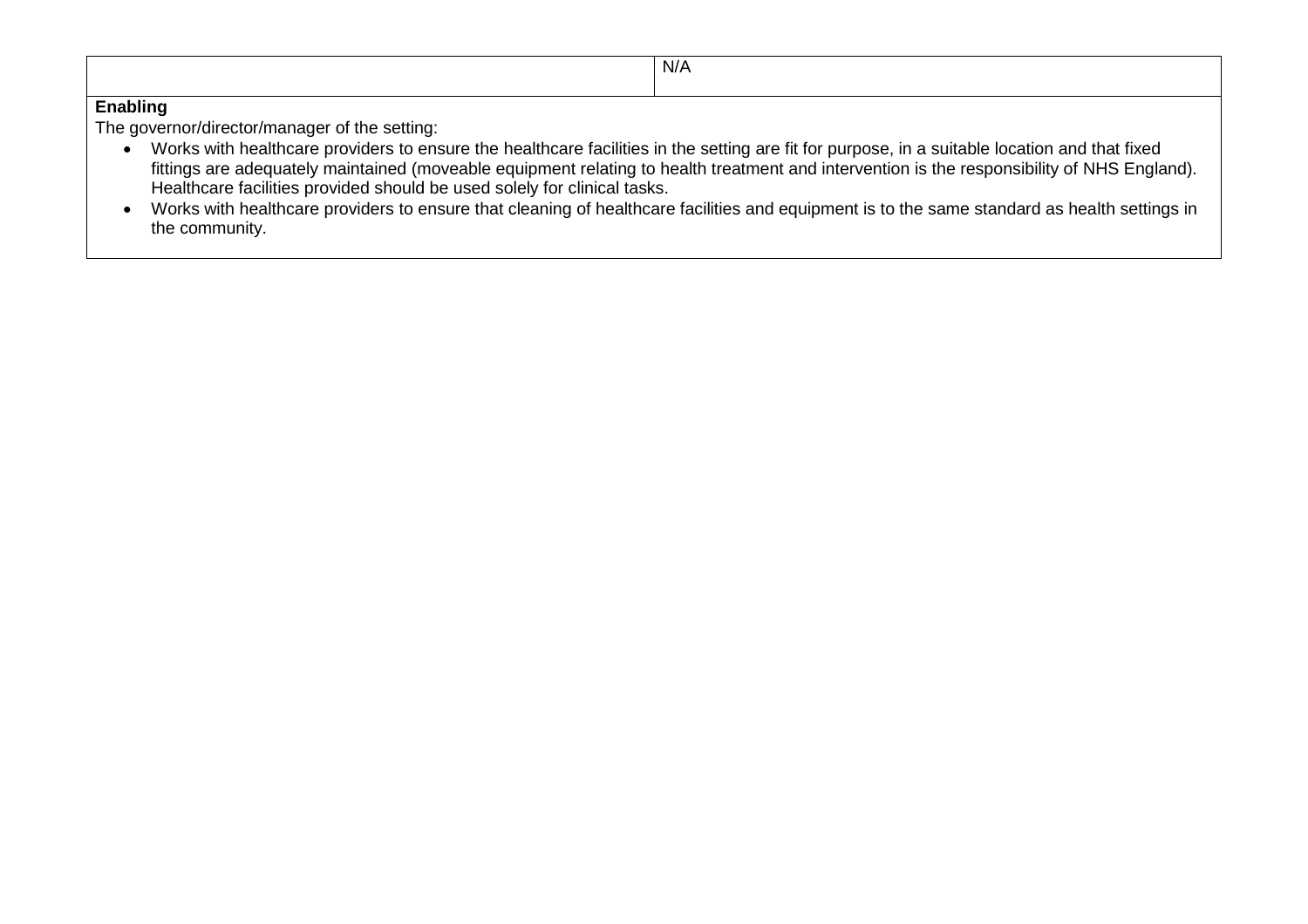| | N/A |
|---|---|

**Enabling**

The governor/director/manager of the setting:

- Works with healthcare providers to ensure the healthcare facilities in the setting are fit for purpose, in a suitable location and that fixed fittings are adequately maintained (moveable equipment relating to health treatment and intervention is the responsibility of NHS England). Healthcare facilities provided should be used solely for clinical tasks.
- Works with healthcare providers to ensure that cleaning of healthcare facilities and equipment is to the same standard as health settings in the community.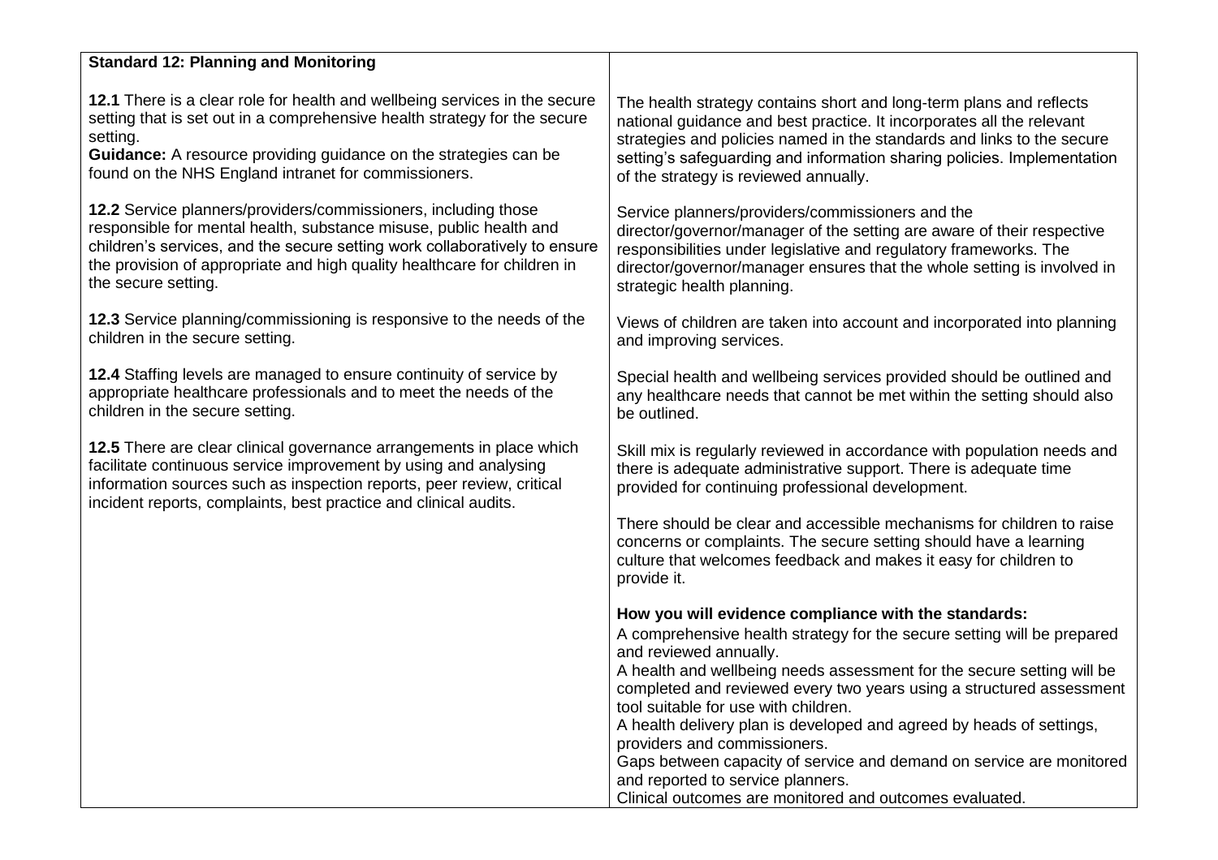| **Standard 12: Planning and Monitoring** | |
|---|---|
| **12.1** There is a clear role for health and wellbeing services in the secure setting that is set out in a comprehensive health strategy for the secure setting.<br>**Guidance:** A resource providing guidance on the strategies can be found on the NHS England intranet for commissioners.<br><br>**12.2** Service planners/providers/commissioners, including those responsible for mental health, substance misuse, public health and children's services, and the secure setting work collaboratively to ensure the provision of appropriate and high quality healthcare for children in the secure setting.<br><br>**12.3** Service planning/commissioning is responsive to the needs of the children in the secure setting.<br><br>**12.4** Staffing levels are managed to ensure continuity of service by appropriate healthcare professionals and to meet the needs of the children in the secure setting.<br><br>**12.5** There are clear clinical governance arrangements in place which facilitate continuous service improvement by using and analysing information sources such as inspection reports, peer review, critical incident reports, complaints, best practice and clinical audits. | The health strategy contains short and long-term plans and reflects national guidance and best practice. It incorporates all the relevant strategies and policies named in the standards and links to the secure setting's safeguarding and information sharing policies. Implementation of the strategy is reviewed annually.<br><br>Service planners/providers/commissioners and the director/governor/manager of the setting are aware of their respective responsibilities under legislative and regulatory frameworks. The director/governor/manager ensures that the whole setting is involved in strategic health planning.<br><br>Views of children are taken into account and incorporated into planning and improving services.<br><br>Special health and wellbeing services provided should be outlined and any healthcare needs that cannot be met within the setting should also be outlined.<br><br>Skill mix is regularly reviewed in accordance with population needs and there is adequate administrative support. There is adequate time provided for continuing professional development.<br><br>There should be clear and accessible mechanisms for children to raise concerns or complaints. The secure setting should have a learning culture that welcomes feedback and makes it easy for children to provide it.<br><br>**How you will evidence compliance with the standards:**<br>A comprehensive health strategy for the secure setting will be prepared and reviewed annually.<br>A health and wellbeing needs assessment for the secure setting will be completed and reviewed every two years using a structured assessment tool suitable for use with children.<br>A health delivery plan is developed and agreed by heads of settings, providers and commissioners.<br>Gaps between capacity of service and demand on service are monitored and reported to service planners.<br>Clinical outcomes are monitored and outcomes evaluated. |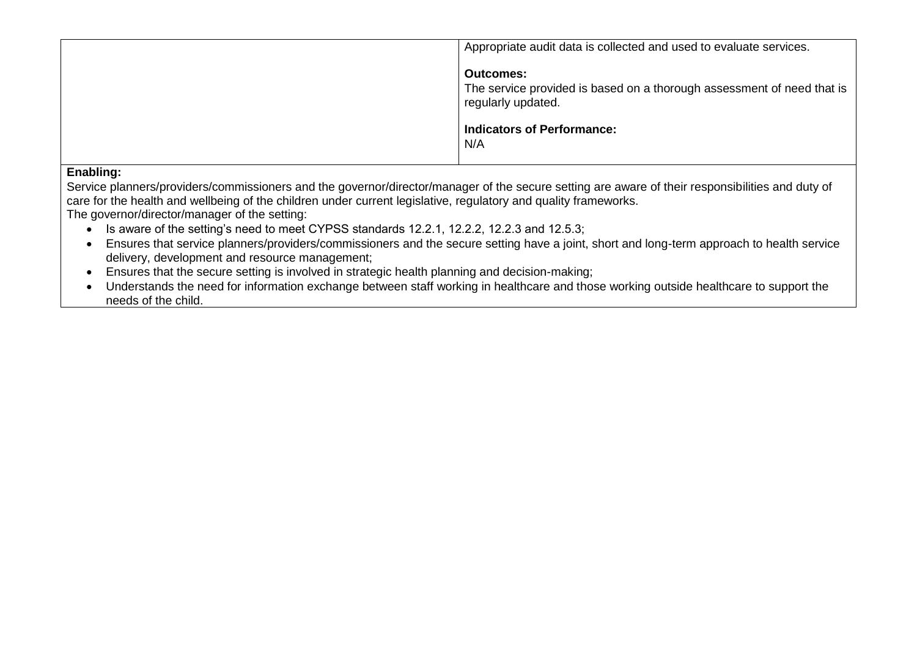| | |
|---|---|
| | Appropriate audit data is collected and used to evaluate services.<br><br>**Outcomes:**<br>The service provided is based on a thorough assessment of need that is regularly updated.<br><br>**Indicators of Performance:**<br>N/A |

**Enabling:**
Service planners/providers/commissioners and the governor/director/manager of the secure setting are aware of their responsibilities and duty of care for the health and wellbeing of the children under current legislative, regulatory and quality frameworks.
The governor/director/manager of the setting:

- Is aware of the setting's need to meet CYPSS standards 12.2.1, 12.2.2, 12.2.3 and 12.5.3;
- Ensures that service planners/providers/commissioners and the secure setting have a joint, short and long-term approach to health service delivery, development and resource management;
- Ensures that the secure setting is involved in strategic health planning and decision-making;
- Understands the need for information exchange between staff working in healthcare and those working outside healthcare to support the needs of the child.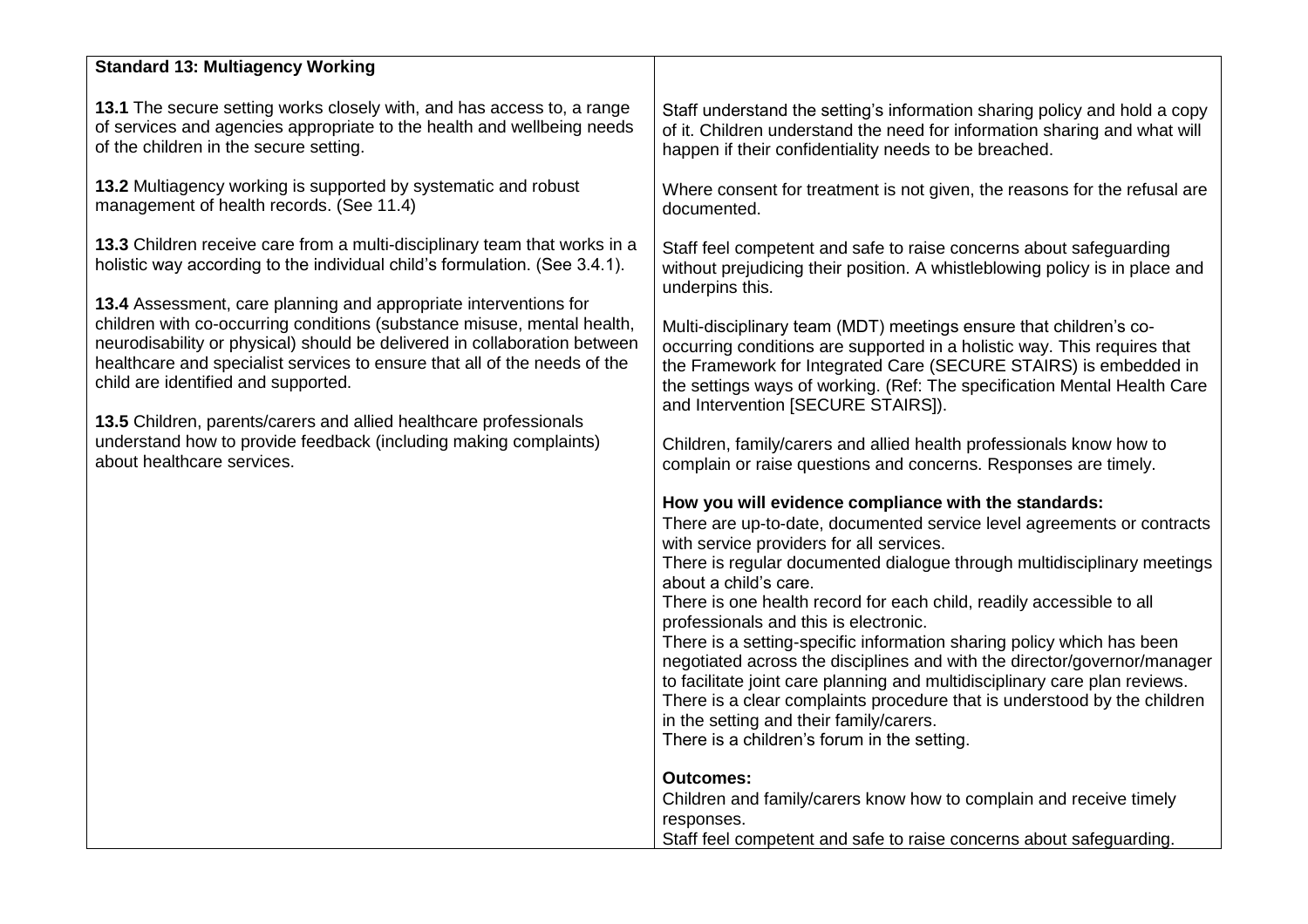| **Standard 13: Multiagency Working** | |
|---|---|
| **13.1** The secure setting works closely with, and has access to, a range of services and agencies appropriate to the health and wellbeing needs of the children in the secure setting.<br><br>**13.2** Multiagency working is supported by systematic and robust management of health records. (See 11.4)<br><br>**13.3** Children receive care from a multi-disciplinary team that works in a holistic way according to the individual child's formulation. (See 3.4.1).<br><br>**13.4** Assessment, care planning and appropriate interventions for children with co-occurring conditions (substance misuse, mental health, neurodisability or physical) should be delivered in collaboration between healthcare and specialist services to ensure that all of the needs of the child are identified and supported.<br><br>**13.5** Children, parents/carers and allied healthcare professionals understand how to provide feedback (including making complaints) about healthcare services. | Staff understand the setting's information sharing policy and hold a copy of it. Children understand the need for information sharing and what will happen if their confidentiality needs to be breached.<br><br>Where consent for treatment is not given, the reasons for the refusal are documented.<br><br>Staff feel competent and safe to raise concerns about safeguarding without prejudicing their position. A whistleblowing policy is in place and underpins this.<br><br>Multi-disciplinary team (MDT) meetings ensure that children's co-occurring conditions are supported in a holistic way. This requires that the Framework for Integrated Care (SECURE STAIRS) is embedded in the settings ways of working. (Ref: The specification Mental Health Care and Intervention [SECURE STAIRS]).<br><br>Children, family/carers and allied health professionals know how to complain or raise questions and concerns. Responses are timely.<br><br>**How you will evidence compliance with the standards:**<br>There are up-to-date, documented service level agreements or contracts with service providers for all services.<br>There is regular documented dialogue through multidisciplinary meetings about a child's care.<br>There is one health record for each child, readily accessible to all professionals and this is electronic.<br>There is a setting-specific information sharing policy which has been negotiated across the disciplines and with the director/governor/manager to facilitate joint care planning and multidisciplinary care plan reviews.<br>There is a clear complaints procedure that is understood by the children in the setting and their family/carers.<br>There is a children's forum in the setting.<br><br>**Outcomes:**<br>Children and family/carers know how to complain and receive timely responses.<br>Staff feel competent and safe to raise concerns about safeguarding. |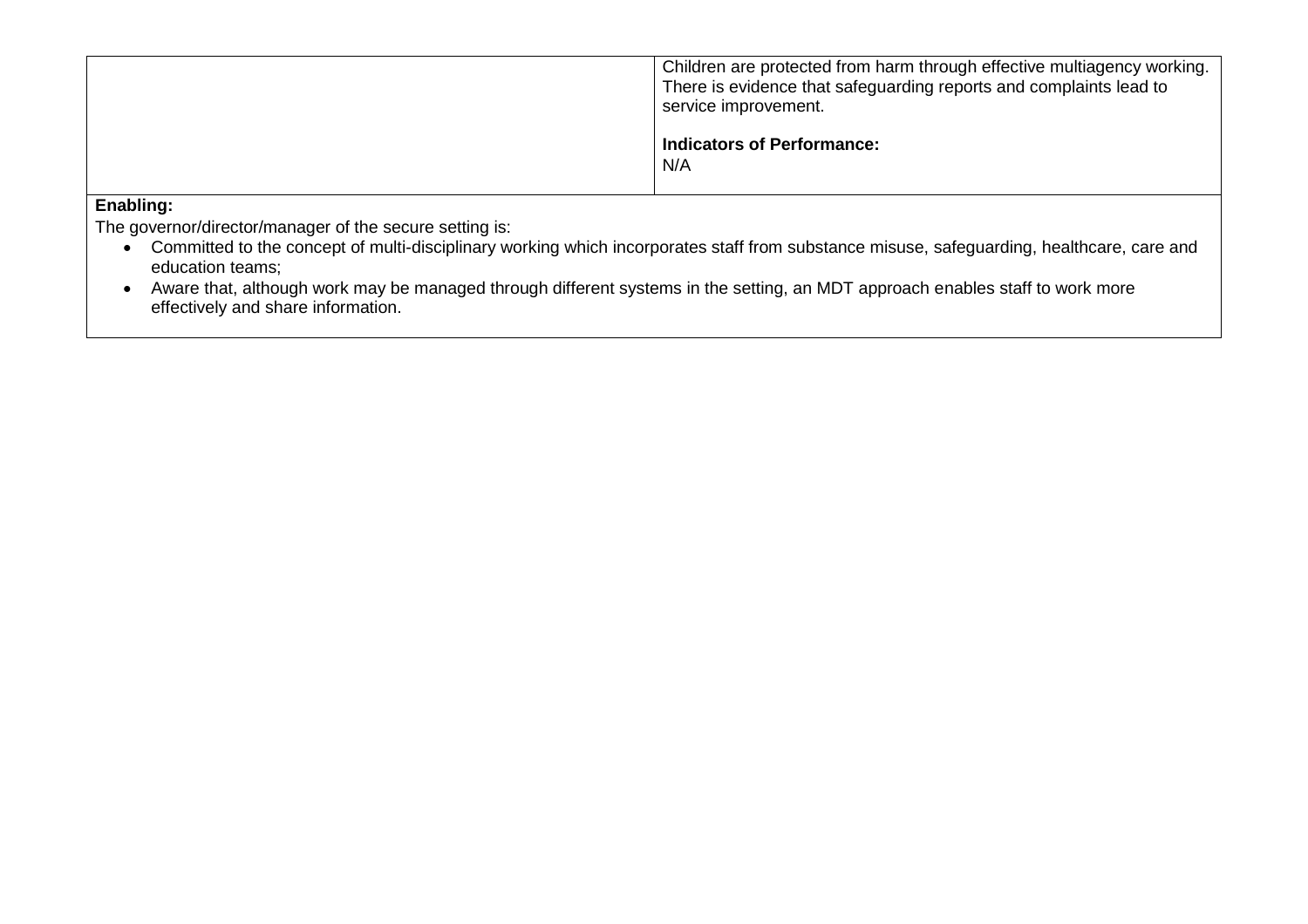| | Children are protected from harm through effective multiagency working. There is evidence that safeguarding reports and complaints lead to service improvement.<br><br>**Indicators of Performance:**<br>N/A |
| --- | --- |
| **Enabling:**<br>The governor/director/manager of the secure setting is:<br>• Committed to the concept of multi-disciplinary working which incorporates staff from substance misuse, safeguarding, healthcare, care and education teams;<br>• Aware that, although work may be managed through different systems in the setting, an MDT approach enables staff to work more effectively and share information. | |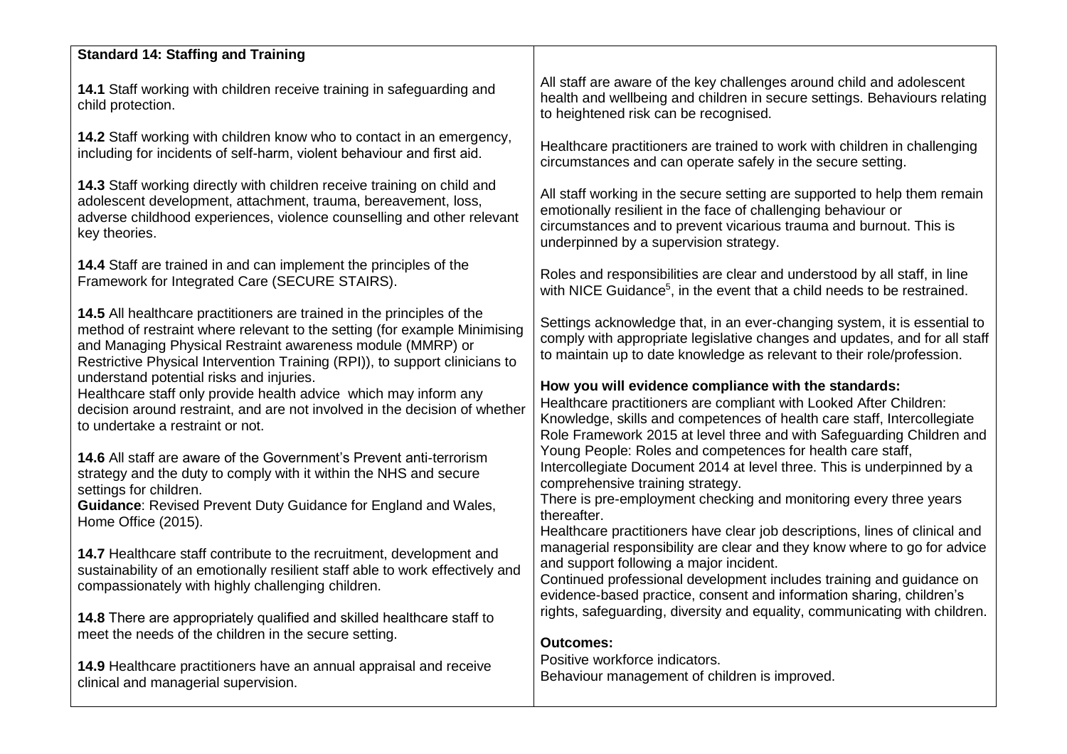**Standard 14: Staffing and Training**

**14.1** Staff working with children receive training in safeguarding and child protection.

**14.2** Staff working with children know who to contact in an emergency, including for incidents of self-harm, violent behaviour and first aid.

**14.3** Staff working directly with children receive training on child and adolescent development, attachment, trauma, bereavement, loss, adverse childhood experiences, violence counselling and other relevant key theories.

**14.4** Staff are trained in and can implement the principles of the Framework for Integrated Care (SECURE STAIRS).

**14.5** All healthcare practitioners are trained in the principles of the method of restraint where relevant to the setting (for example Minimising and Managing Physical Restraint awareness module (MMRP) or Restrictive Physical Intervention Training (RPI)), to support clinicians to understand potential risks and injuries.
Healthcare staff only provide health advice which may inform any decision around restraint, and are not involved in the decision of whether to undertake a restraint or not.

**14.6** All staff are aware of the Government's Prevent anti-terrorism strategy and the duty to comply with it within the NHS and secure settings for children.
**Guidance**: Revised Prevent Duty Guidance for England and Wales, Home Office (2015).

**14.7** Healthcare staff contribute to the recruitment, development and sustainability of an emotionally resilient staff able to work effectively and compassionately with highly challenging children.

**14.8** There are appropriately qualified and skilled healthcare staff to meet the needs of the children in the secure setting.

**14.9** Healthcare practitioners have an annual appraisal and receive clinical and managerial supervision.

All staff are aware of the key challenges around child and adolescent health and wellbeing and children in secure settings. Behaviours relating to heightened risk can be recognised.

Healthcare practitioners are trained to work with children in challenging circumstances and can operate safely in the secure setting.

All staff working in the secure setting are supported to help them remain emotionally resilient in the face of challenging behaviour or circumstances and to prevent vicarious trauma and burnout. This is underpinned by a supervision strategy.

Roles and responsibilities are clear and understood by all staff, in line with NICE Guidance[5], in the event that a child needs to be restrained.

Settings acknowledge that, in an ever-changing system, it is essential to comply with appropriate legislative changes and updates, and for all staff to maintain up to date knowledge as relevant to their role/profession.

**How you will evidence compliance with the standards:**
Healthcare practitioners are compliant with Looked After Children: Knowledge, skills and competences of health care staff, Intercollegiate Role Framework 2015 at level three and with Safeguarding Children and Young People: Roles and competences for health care staff, Intercollegiate Document 2014 at level three. This is underpinned by a comprehensive training strategy.
There is pre-employment checking and monitoring every three years thereafter.
Healthcare practitioners have clear job descriptions, lines of clinical and managerial responsibility are clear and they know where to go for advice and support following a major incident.
Continued professional development includes training and guidance on evidence-based practice, consent and information sharing, children's rights, safeguarding, diversity and equality, communicating with children.

**Outcomes:**
Positive workforce indicators.
Behaviour management of children is improved.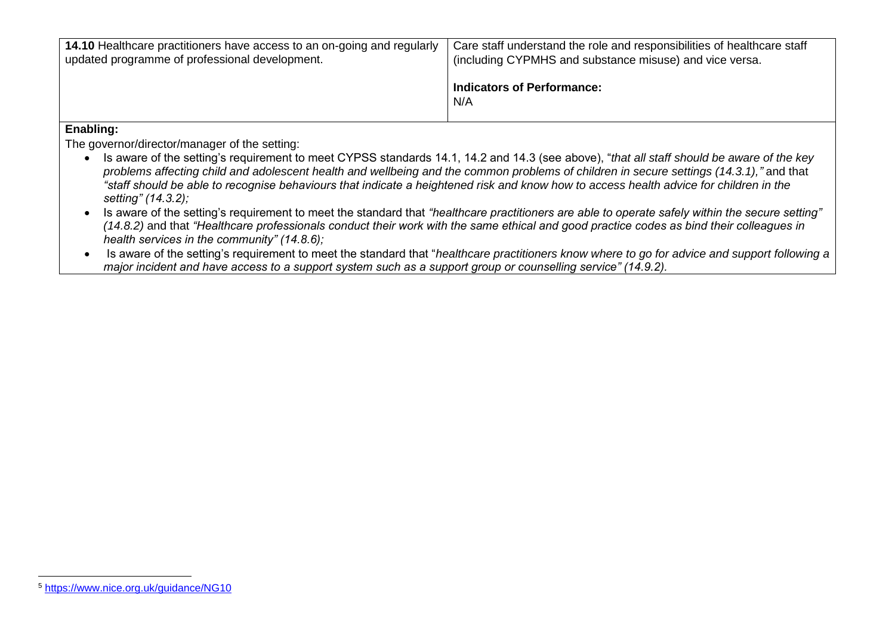| | |
|---|---|
| **14.10** Healthcare practitioners have access to an on-going and regularly updated programme of professional development. | Care staff understand the role and responsibilities of healthcare staff (including CYPMHS and substance misuse) and vice versa.<br><br>**Indicators of Performance:**<br>N/A |

**Enabling:**

The governor/director/manager of the setting:

- Is aware of the setting's requirement to meet CYPSS standards 14.1, 14.2 and 14.3 (see above), "*that all staff should be aware of the key problems affecting child and adolescent health and wellbeing and the common problems of children in secure settings (14.3.1),"* and that *"staff should be able to recognise behaviours that indicate a heightened risk and know how to access health advice for children in the setting" (14.3.2);*
- Is aware of the setting's requirement to meet the standard that *"healthcare practitioners are able to operate safely within the secure setting" (14.8.2)* and that *"Healthcare professionals conduct their work with the same ethical and good practice codes as bind their colleagues in health services in the community" (14.8.6);*
- Is aware of the setting's requirement to meet the standard that "*healthcare practitioners know where to go for advice and support following a major incident and have access to a support system such as a support group or counselling service" (14.9.2).*

[5] https://www.nice.org.uk/guidance/NG10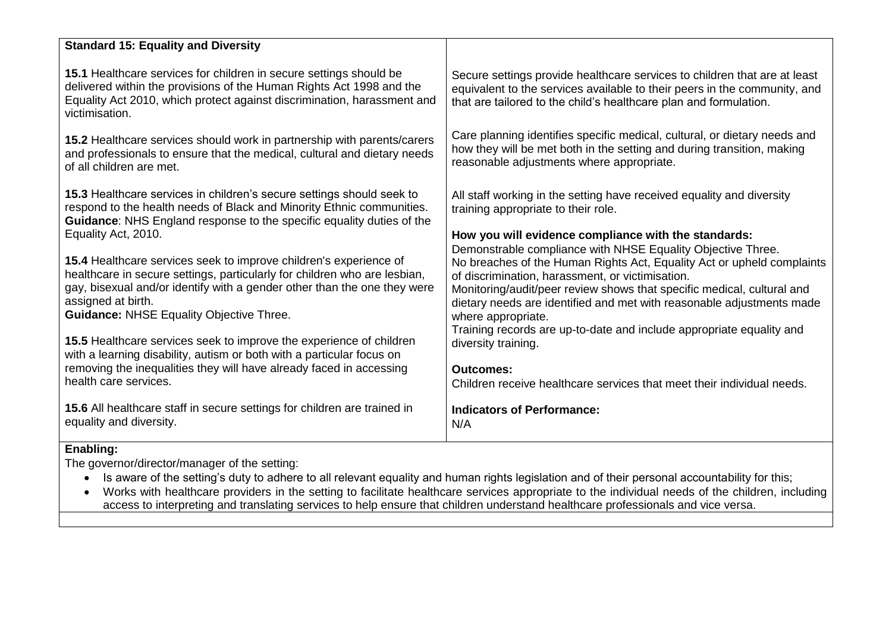| **Standard 15: Equality and Diversity** | |
|---|---|
| **15.1** Healthcare services for children in secure settings should be delivered within the provisions of the Human Rights Act 1998 and the Equality Act 2010, which protect against discrimination, harassment and victimisation.<br><br>**15.2** Healthcare services should work in partnership with parents/carers and professionals to ensure that the medical, cultural and dietary needs of all children are met.<br><br>**15.3** Healthcare services in children's secure settings should seek to respond to the health needs of Black and Minority Ethnic communities. **Guidance**: NHS England response to the specific equality duties of the Equality Act, 2010.<br><br>**15.4** Healthcare services seek to improve children's experience of healthcare in secure settings, particularly for children who are lesbian, gay, bisexual and/or identify with a gender other than the one they were assigned at birth.<br>**Guidance:** NHSE Equality Objective Three.<br><br>**15.5** Healthcare services seek to improve the experience of children with a learning disability, autism or both with a particular focus on removing the inequalities they will have already faced in accessing health care services.<br><br>**15.6** All healthcare staff in secure settings for children are trained in equality and diversity. | Secure settings provide healthcare services to children that are at least equivalent to the services available to their peers in the community, and that are tailored to the child's healthcare plan and formulation.<br><br>Care planning identifies specific medical, cultural, or dietary needs and how they will be met both in the setting and during transition, making reasonable adjustments where appropriate.<br><br>All staff working in the setting have received equality and diversity training appropriate to their role.<br><br>**How you will evidence compliance with the standards:**<br>Demonstrable compliance with NHSE Equality Objective Three.<br>No breaches of the Human Rights Act, Equality Act or upheld complaints of discrimination, harassment, or victimisation.<br>Monitoring/audit/peer review shows that specific medical, cultural and dietary needs are identified and met with reasonable adjustments made where appropriate.<br>Training records are up-to-date and include appropriate equality and diversity training.<br><br>**Outcomes:**<br>Children receive healthcare services that meet their individual needs.<br><br>**Indicators of Performance:**<br>N/A |
| **Enabling:**<br>The governor/director/manager of the setting:<br>• Is aware of the setting's duty to adhere to all relevant equality and human rights legislation and of their personal accountability for this;<br>• Works with healthcare providers in the setting to facilitate healthcare services appropriate to the individual needs of the children, including access to interpreting and translating services to help ensure that children understand healthcare professionals and vice versa. | |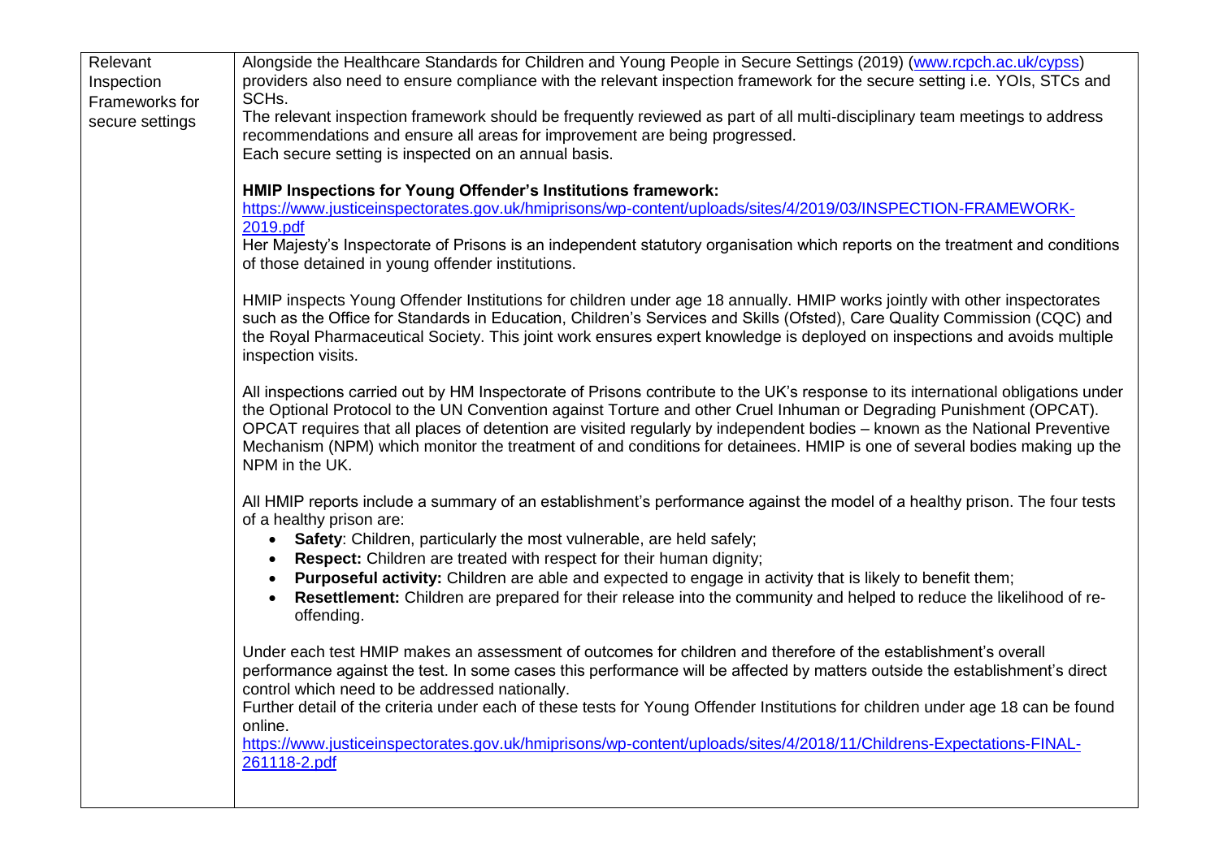| Relevant Inspection Frameworks for secure settings | Alongside the Healthcare Standards for Children and Young People in Secure Settings (2019) ([www.rcpch.ac.uk/cypss](www.rcpch.ac.uk/cypss)) providers also need to ensure compliance with the relevant inspection framework for the secure setting i.e. YOIs, STCs and SCHs.<br>The relevant inspection framework should be frequently reviewed as part of all multi-disciplinary team meetings to address recommendations and ensure all areas for improvement are being progressed.<br>Each secure setting is inspected on an annual basis.<br><br>**HMIP Inspections for Young Offender's Institutions framework:**<br>[https://www.justiceinspectorates.gov.uk/hmiprisons/wp-content/uploads/sites/4/2019/03/INSPECTION-FRAMEWORK-2019.pdf](https://www.justiceinspectorates.gov.uk/hmiprisons/wp-content/uploads/sites/4/2019/03/INSPECTION-FRAMEWORK-2019.pdf)<br>Her Majesty's Inspectorate of Prisons is an independent statutory organisation which reports on the treatment and conditions of those detained in young offender institutions.<br><br>HMIP inspects Young Offender Institutions for children under age 18 annually. HMIP works jointly with other inspectorates such as the Office for Standards in Education, Children's Services and Skills (Ofsted), Care Quality Commission (CQC) and the Royal Pharmaceutical Society. This joint work ensures expert knowledge is deployed on inspections and avoids multiple inspection visits.<br><br>All inspections carried out by HM Inspectorate of Prisons contribute to the UK's response to its international obligations under the Optional Protocol to the UN Convention against Torture and other Cruel Inhuman or Degrading Punishment (OPCAT). OPCAT requires that all places of detention are visited regularly by independent bodies – known as the National Preventive Mechanism (NPM) which monitor the treatment of and conditions for detainees. HMIP is one of several bodies making up the NPM in the UK.<br><br>All HMIP reports include a summary of an establishment's performance against the model of a healthy prison. The four tests of a healthy prison are:<br>• **Safety**: Children, particularly the most vulnerable, are held safely;<br>• **Respect:** Children are treated with respect for their human dignity;<br>• **Purposeful activity:** Children are able and expected to engage in activity that is likely to benefit them;<br>• **Resettlement:** Children are prepared for their release into the community and helped to reduce the likelihood of re-offending.<br><br>Under each test HMIP makes an assessment of outcomes for children and therefore of the establishment's overall performance against the test. In some cases this performance will be affected by matters outside the establishment's direct control which need to be addressed nationally.<br>Further detail of the criteria under each of these tests for Young Offender Institutions for children under age 18 can be found online.<br>[https://www.justiceinspectorates.gov.uk/hmiprisons/wp-content/uploads/sites/4/2018/11/Childrens-Expectations-FINAL-261118-2.pdf](https://www.justiceinspectorates.gov.uk/hmiprisons/wp-content/uploads/sites/4/2018/11/Childrens-Expectations-FINAL-261118-2.pdf) |
|---|---|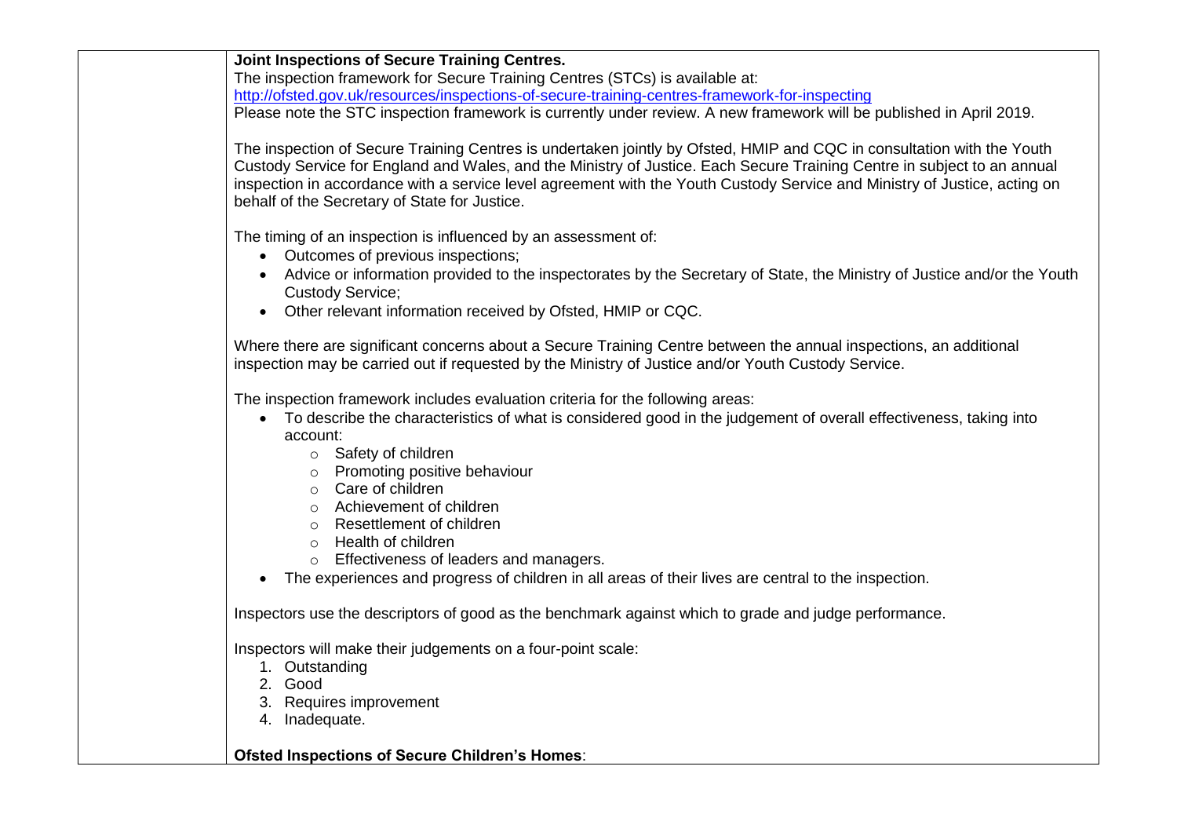**Joint Inspections of Secure Training Centres.**

The inspection framework for Secure Training Centres (STCs) is available at:
http://ofsted.gov.uk/resources/inspections-of-secure-training-centres-framework-for-inspecting

Please note the STC inspection framework is currently under review. A new framework will be published in April 2019.

The inspection of Secure Training Centres is undertaken jointly by Ofsted, HMIP and CQC in consultation with the Youth Custody Service for England and Wales, and the Ministry of Justice. Each Secure Training Centre in subject to an annual inspection in accordance with a service level agreement with the Youth Custody Service and Ministry of Justice, acting on behalf of the Secretary of State for Justice.

The timing of an inspection is influenced by an assessment of:

- Outcomes of previous inspections;
- Advice or information provided to the inspectorates by the Secretary of State, the Ministry of Justice and/or the Youth Custody Service;
- Other relevant information received by Ofsted, HMIP or CQC.

Where there are significant concerns about a Secure Training Centre between the annual inspections, an additional inspection may be carried out if requested by the Ministry of Justice and/or Youth Custody Service.

The inspection framework includes evaluation criteria for the following areas:

- To describe the characteristics of what is considered good in the judgement of overall effectiveness, taking into account:
  - Safety of children
  - Promoting positive behaviour
  - Care of children
  - Achievement of children
  - Resettlement of children
  - Health of children
  - Effectiveness of leaders and managers.
- The experiences and progress of children in all areas of their lives are central to the inspection.

Inspectors use the descriptors of good as the benchmark against which to grade and judge performance.

Inspectors will make their judgements on a four-point scale:

1. Outstanding
2. Good
3. Requires improvement
4. Inadequate.

**Ofsted Inspections of Secure Children's Homes**: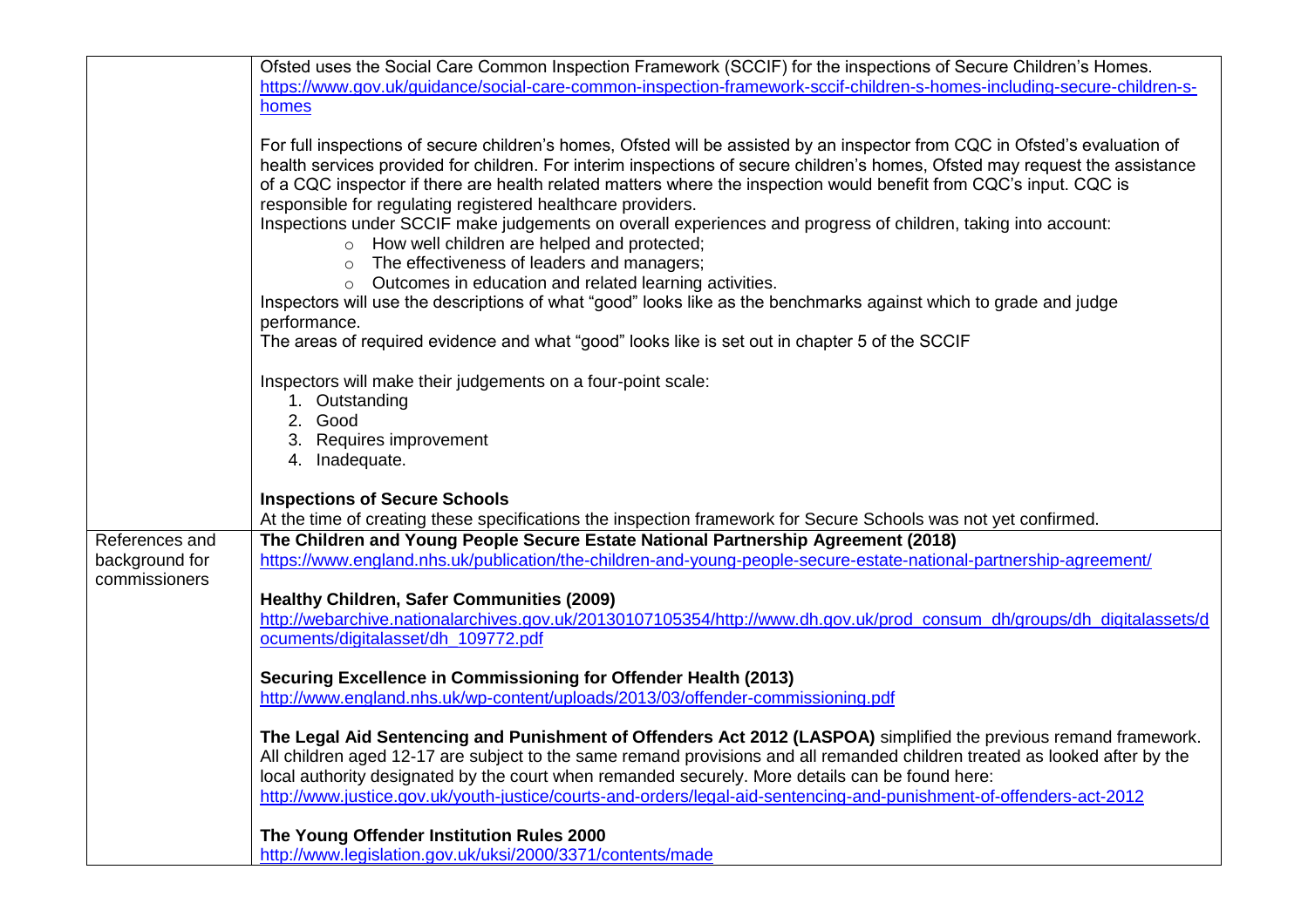| | |
|---|---|
| | Ofsted uses the Social Care Common Inspection Framework (SCCIF) for the inspections of Secure Children's Homes. https://www.gov.uk/guidance/social-care-common-inspection-framework-sccif-children-s-homes-including-secure-children-s-homes<br><br>For full inspections of secure children's homes, Ofsted will be assisted by an inspector from CQC in Ofsted's evaluation of health services provided for children. For interim inspections of secure children's homes, Ofsted may request the assistance of a CQC inspector if there are health related matters where the inspection would benefit from CQC's input. CQC is responsible for regulating registered healthcare providers.<br>Inspections under SCCIF make judgements on overall experiences and progress of children, taking into account:<br>◦ How well children are helped and protected;<br>◦ The effectiveness of leaders and managers;<br>◦ Outcomes in education and related learning activities.<br>Inspectors will use the descriptions of what "good" looks like as the benchmarks against which to grade and judge performance.<br>The areas of required evidence and what "good" looks like is set out in chapter 5 of the SCCIF<br><br>Inspectors will make their judgements on a four-point scale:<br>1. Outstanding<br>2. Good<br>3. Requires improvement<br>4. Inadequate.<br><br>**Inspections of Secure Schools**<br>At the time of creating these specifications the inspection framework for Secure Schools was not yet confirmed. |
| References and background for commissioners | **The Children and Young People Secure Estate National Partnership Agreement (2018)**<br>https://www.england.nhs.uk/publication/the-children-and-young-people-secure-estate-national-partnership-agreement/<br><br>**Healthy Children, Safer Communities (2009)**<br>http://webarchive.nationalarchives.gov.uk/20130107105354/http://www.dh.gov.uk/prod_consum_dh/groups/dh_digitalassets/documents/digitalasset/dh_109772.pdf<br><br>**Securing Excellence in Commissioning for Offender Health (2013)**<br>http://www.england.nhs.uk/wp-content/uploads/2013/03/offender-commissioning.pdf<br><br>**The Legal Aid Sentencing and Punishment of Offenders Act 2012 (LASPOA)** simplified the previous remand framework. All children aged 12-17 are subject to the same remand provisions and all remanded children treated as looked after by the local authority designated by the court when remanded securely. More details can be found here:<br>http://www.justice.gov.uk/youth-justice/courts-and-orders/legal-aid-sentencing-and-punishment-of-offenders-act-2012<br><br>**The Young Offender Institution Rules 2000**<br>http://www.legislation.gov.uk/uksi/2000/3371/contents/made |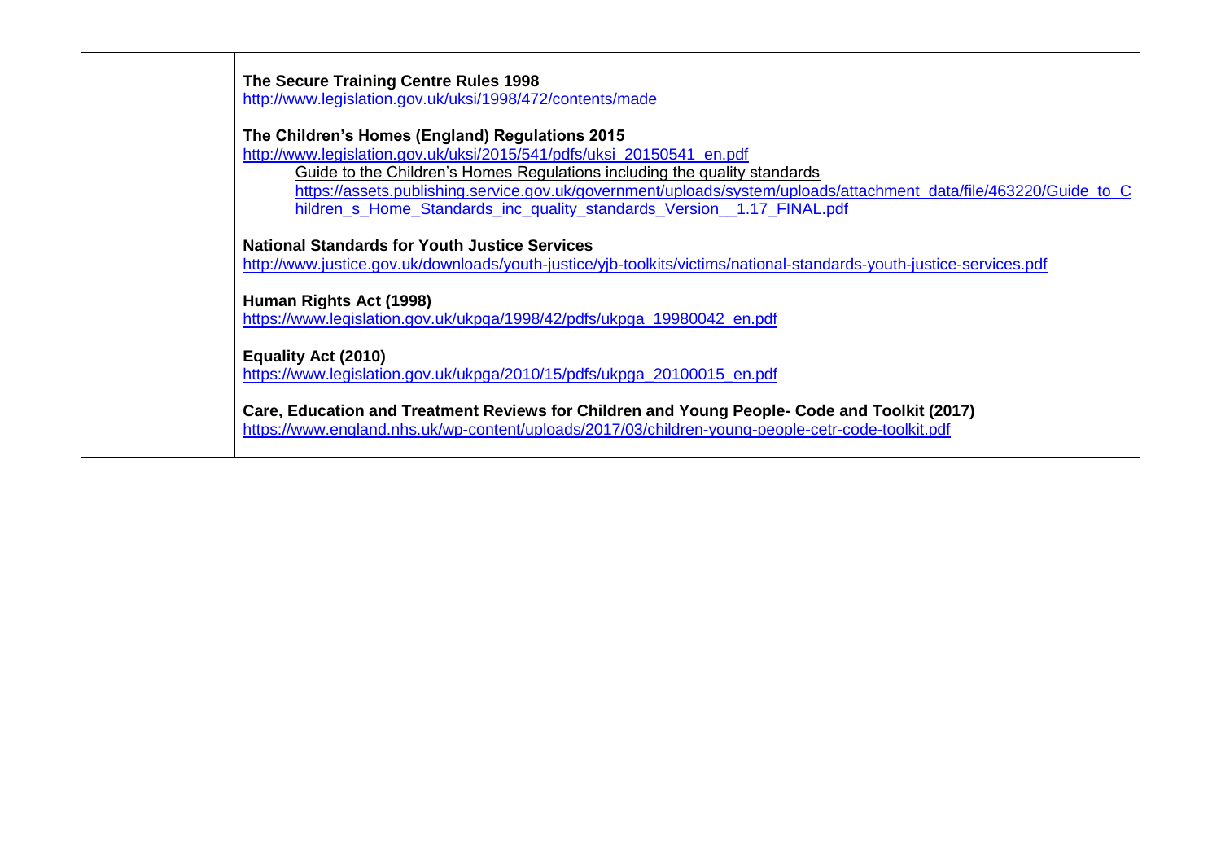| | |
|---|---|
| | **The Secure Training Centre Rules 1998**<br>http://www.legislation.gov.uk/uksi/1998/472/contents/made<br><br>**The Children's Homes (England) Regulations 2015**<br>http://www.legislation.gov.uk/uksi/2015/541/pdfs/uksi_20150541_en.pdf<br>Guide to the Children's Homes Regulations including the quality standards<br>https://assets.publishing.service.gov.uk/government/uploads/system/uploads/attachment_data/file/463220/Guide_to_Children_s_Home_Standards_inc_quality_standards_Version__1.17_FINAL.pdf<br><br>**National Standards for Youth Justice Services**<br>http://www.justice.gov.uk/downloads/youth-justice/yjb-toolkits/victims/national-standards-youth-justice-services.pdf<br><br>**Human Rights Act (1998)**<br>https://www.legislation.gov.uk/ukpga/1998/42/pdfs/ukpga_19980042_en.pdf<br><br>**Equality Act (2010)**<br>https://www.legislation.gov.uk/ukpga/2010/15/pdfs/ukpga_20100015_en.pdf<br><br>**Care, Education and Treatment Reviews for Children and Young People- Code and Toolkit (2017)**<br>https://www.england.nhs.uk/wp-content/uploads/2017/03/children-young-people-cetr-code-toolkit.pdf |